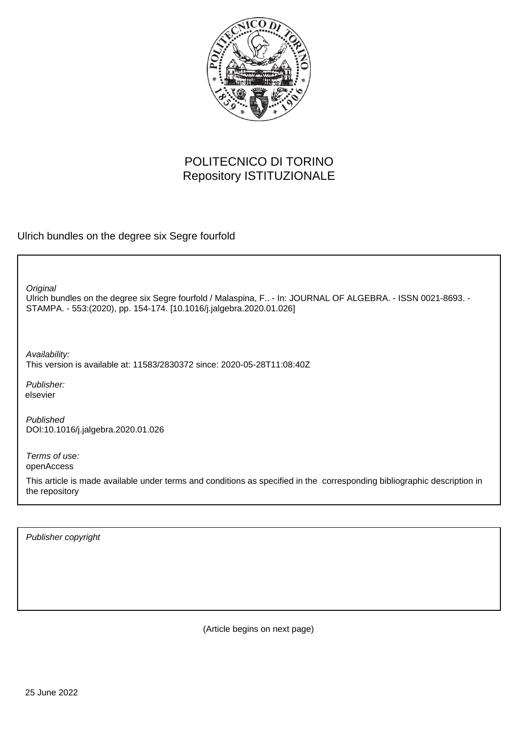POLITECNICO DI TORINO
Repository ISTITUZIONALE

Ulrich bundles on the degree six Segre fourfold

*Original*
Ulrich bundles on the degree six Segre fourfold / Malaspina, F.. - In: JOURNAL OF ALGEBRA. - ISSN 0021-8693. - STAMPA. - 553:(2020), pp. 154-174. [10.1016/j.jalgebra.2020.01.026]

*Availability:*
This version is available at: 11583/2830372 since: 2020-05-28T11:08:40Z

*Publisher:*
elsevier

*Published*
DOI:10.1016/j.jalgebra.2020.01.026

*Terms of use:*
openAccess

This article is made available under terms and conditions as specified in the corresponding bibliographic description in the repository

*Publisher copyright*

(Article begins on next page)

25 June 2022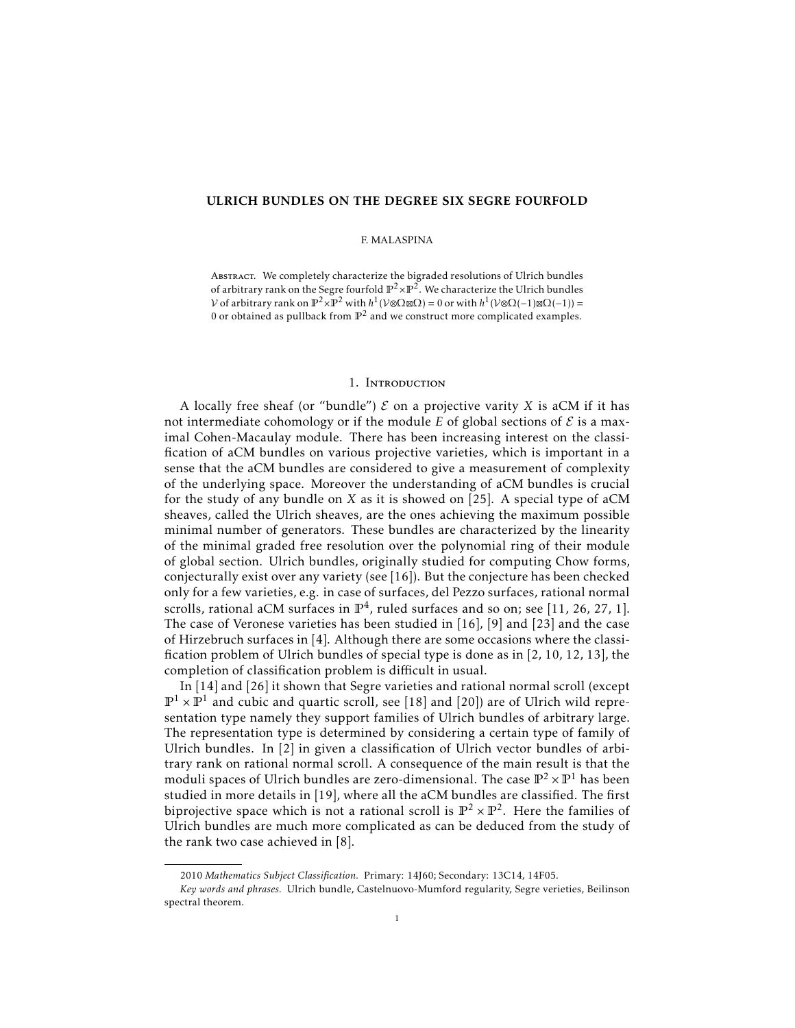# ULRICH BUNDLES ON THE DEGREE SIX SEGRE FOURFOLD

F. MALASPINA

Abstract. We completely characterize the bigraded resolutions of Ulrich bundles of arbitrary rank on the Segre fourfold $\mathbb{P}^2\times\mathbb{P}^2$. We characterize the Ulrich bundles $\mathcal{V}$ of arbitrary rank on $\mathbb{P}^2\times\mathbb{P}^2$ with $h^1(\mathcal{V}\otimes\Omega\boxtimes\Omega)=0$ or with $h^1(\mathcal{V}\otimes\Omega(-1)\boxtimes\Omega(-1))=0$ or obtained as pullback from $\mathbb{P}^2$ and we construct more complicated examples.

## 1. Introduction

A locally free sheaf (or "bundle") $\mathcal{E}$ on a projective varity $X$ is aCM if it has not intermediate cohomology or if the module $E$ of global sections of $\mathcal{E}$ is a maximal Cohen-Macaulay module. There has been increasing interest on the classification of aCM bundles on various projective varieties, which is important in a sense that the aCM bundles are considered to give a measurement of complexity of the underlying space. Moreover the understanding of aCM bundles is crucial for the study of any bundle on $X$ as it is showed on [25]. A special type of aCM sheaves, called the Ulrich sheaves, are the ones achieving the maximum possible minimal number of generators. These bundles are characterized by the linearity of the minimal graded free resolution over the polynomial ring of their module of global section. Ulrich bundles, originally studied for computing Chow forms, conjecturally exist over any variety (see [16]). But the conjecture has been checked only for a few varieties, e.g. in case of surfaces, del Pezzo surfaces, rational normal scrolls, rational aCM surfaces in $\mathbb{P}^4$, ruled surfaces and so on; see [11, 26, 27, 1]. The case of Veronese varieties has been studied in [16], [9] and [23] and the case of Hirzebruch surfaces in [4]. Although there are some occasions where the classification problem of Ulrich bundles of special type is done as in [2, 10, 12, 13], the completion of classification problem is difficult in usual.

In [14] and [26] it shown that Segre varieties and rational normal scroll (except $\mathbb{P}^1\times\mathbb{P}^1$ and cubic and quartic scroll, see [18] and [20]) are of Ulrich wild representation type namely they support families of Ulrich bundles of arbitrary large. The representation type is determined by considering a certain type of family of Ulrich bundles. In [2] in given a classification of Ulrich vector bundles of arbitrary rank on rational normal scroll. A consequence of the main result is that the moduli spaces of Ulrich bundles are zero-dimensional. The case $\mathbb{P}^2\times\mathbb{P}^1$ has been studied in more details in [19], where all the aCM bundles are classified. The first biprojective space which is not a rational scroll is $\mathbb{P}^2\times\mathbb{P}^2$. Here the families of Ulrich bundles are much more complicated as can be deduced from the study of the rank two case achieved in [8].

2010 *Mathematics Subject Classification.* Primary: 14J60; Secondary: 13C14, 14F05.

*Key words and phrases.* Ulrich bundle, Castelnuovo-Mumford regularity, Segre verieties, Beilinson spectral theorem.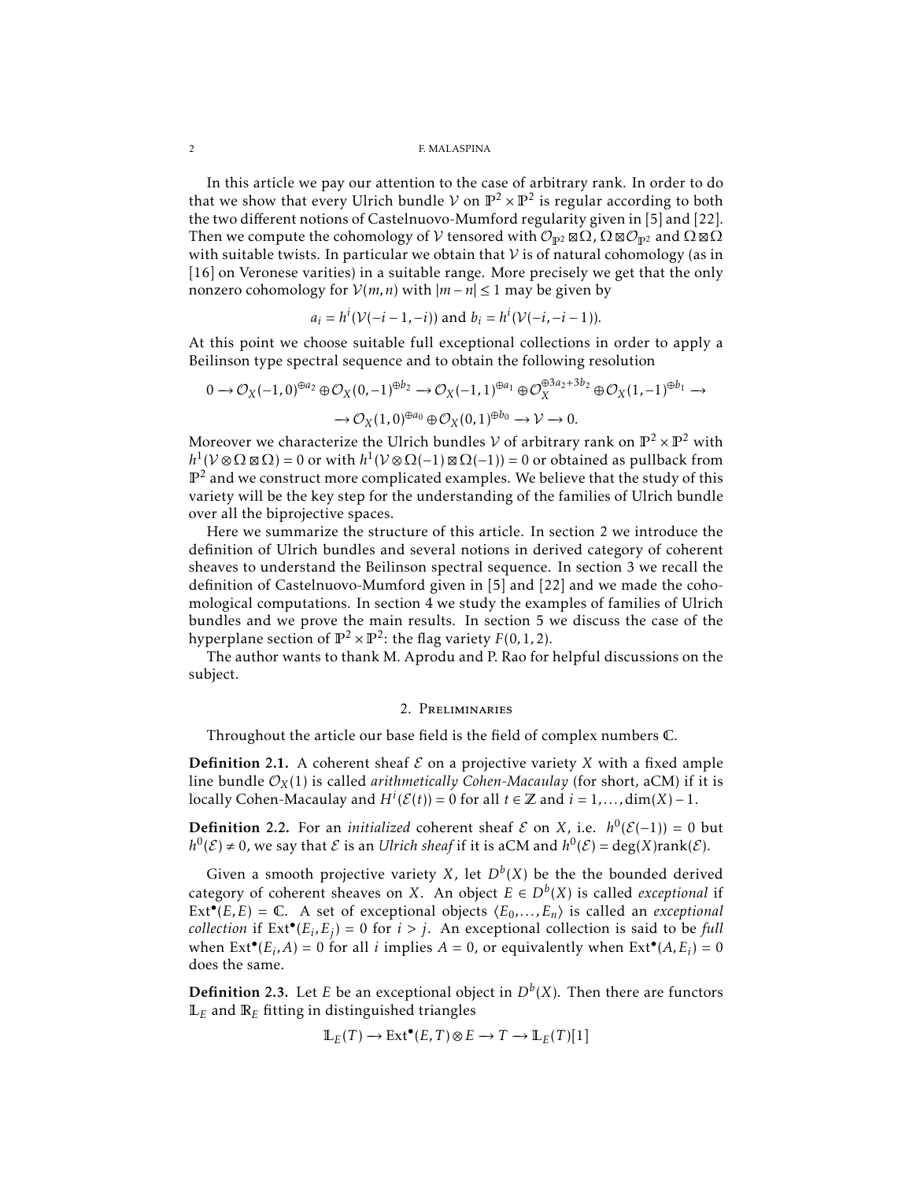In this article we pay our attention to the case of arbitrary rank. In order to do that we show that every Ulrich bundle $\mathcal{V}$ on $\mathbb{P}^2 \times \mathbb{P}^2$ is regular according to both the two different notions of Castelnuovo-Mumford regularity given in [5] and [22]. Then we compute the cohomology of $\mathcal{V}$ tensored with $\mathcal{O}_{\mathbb{P}^2} \boxtimes \Omega$, $\Omega \boxtimes \mathcal{O}_{\mathbb{P}^2}$ and $\Omega \boxtimes \Omega$ with suitable twists. In particular we obtain that $\mathcal{V}$ is of natural cohomology (as in [16] on Veronese varities) in a suitable range. More precisely we get that the only nonzero cohomology for $\mathcal{V}(m,n)$ with $|m-n| \leq 1$ may be given by

$$a_i = h^i(\mathcal{V}(-i-1,-i)) \text{ and } b_i = h^i(\mathcal{V}(-i,-i-1)).$$

At this point we choose suitable full exceptional collections in order to apply a Beilinson type spectral sequence and to obtain the following resolution

$$0 \to \mathcal{O}_X(-1,0)^{\oplus a_2} \oplus \mathcal{O}_X(0,-1)^{\oplus b_2} \to \mathcal{O}_X(-1,1)^{\oplus a_1} \oplus \mathcal{O}_X^{\oplus 3a_2+3b_2} \oplus \mathcal{O}_X(1,-1)^{\oplus b_1} \to$$
$$\to \mathcal{O}_X(1,0)^{\oplus a_0} \oplus \mathcal{O}_X(0,1)^{\oplus b_0} \to \mathcal{V} \to 0.$$

Moreover we characterize the Ulrich bundles $\mathcal{V}$ of arbitrary rank on $\mathbb{P}^2 \times \mathbb{P}^2$ with $h^1(\mathcal{V} \otimes \Omega \boxtimes \Omega) = 0$ or with $h^1(\mathcal{V} \otimes \Omega(-1) \boxtimes \Omega(-1)) = 0$ or obtained as pullback from $\mathbb{P}^2$ and we construct more complicated examples. We believe that the study of this variety will be the key step for the understanding of the families of Ulrich bundle over all the biprojective spaces.

Here we summarize the structure of this article. In section 2 we introduce the definition of Ulrich bundles and several notions in derived category of coherent sheaves to understand the Beilinson spectral sequence. In section 3 we recall the definition of Castelnuovo-Mumford given in [5] and [22] and we made the cohomological computations. In section 4 we study the examples of families of Ulrich bundles and we prove the main results. In section 5 we discuss the case of the hyperplane section of $\mathbb{P}^2 \times \mathbb{P}^2$: the flag variety $F(0,1,2)$.

The author wants to thank M. Aprodu and P. Rao for helpful discussions on the subject.

## 2. Preliminaries

Throughout the article our base field is the field of complex numbers $\mathbb{C}$.

**Definition 2.1.** A coherent sheaf $\mathcal{E}$ on a projective variety $X$ with a fixed ample line bundle $\mathcal{O}_X(1)$ is called *arithmetically Cohen-Macaulay* (for short, aCM) if it is locally Cohen-Macaulay and $H^i(\mathcal{E}(t)) = 0$ for all $t \in \mathbb{Z}$ and $i = 1, \ldots, \dim(X)-1$.

**Definition 2.2.** For an *initialized* coherent sheaf $\mathcal{E}$ on $X$, i.e. $h^0(\mathcal{E}(-1)) = 0$ but $h^0(\mathcal{E}) \neq 0$, we say that $\mathcal{E}$ is an *Ulrich sheaf* if it is aCM and $h^0(\mathcal{E}) = \deg(X)\mathrm{rank}(\mathcal{E})$.

Given a smooth projective variety $X$, let $D^b(X)$ be the the bounded derived category of coherent sheaves on $X$. An object $E \in D^b(X)$ is called *exceptional* if $\mathrm{Ext}^\bullet(E,E) = \mathbb{C}$. A set of exceptional objects $\langle E_0, \ldots, E_n \rangle$ is called an *exceptional collection* if $\mathrm{Ext}^\bullet(E_i, E_j) = 0$ for $i > j$. An exceptional collection is said to be *full* when $\mathrm{Ext}^\bullet(E_i, A) = 0$ for all $i$ implies $A = 0$, or equivalently when $\mathrm{Ext}^\bullet(A, E_i) = 0$ does the same.

**Definition 2.3.** Let $E$ be an exceptional object in $D^b(X)$. Then there are functors $\mathbb{L}_E$ and $\mathbb{R}_E$ fitting in distinguished triangles

$$\mathbb{L}_E(T) \to \mathrm{Ext}^\bullet(E,T) \otimes E \to T \to \mathbb{L}_E(T)[1]$$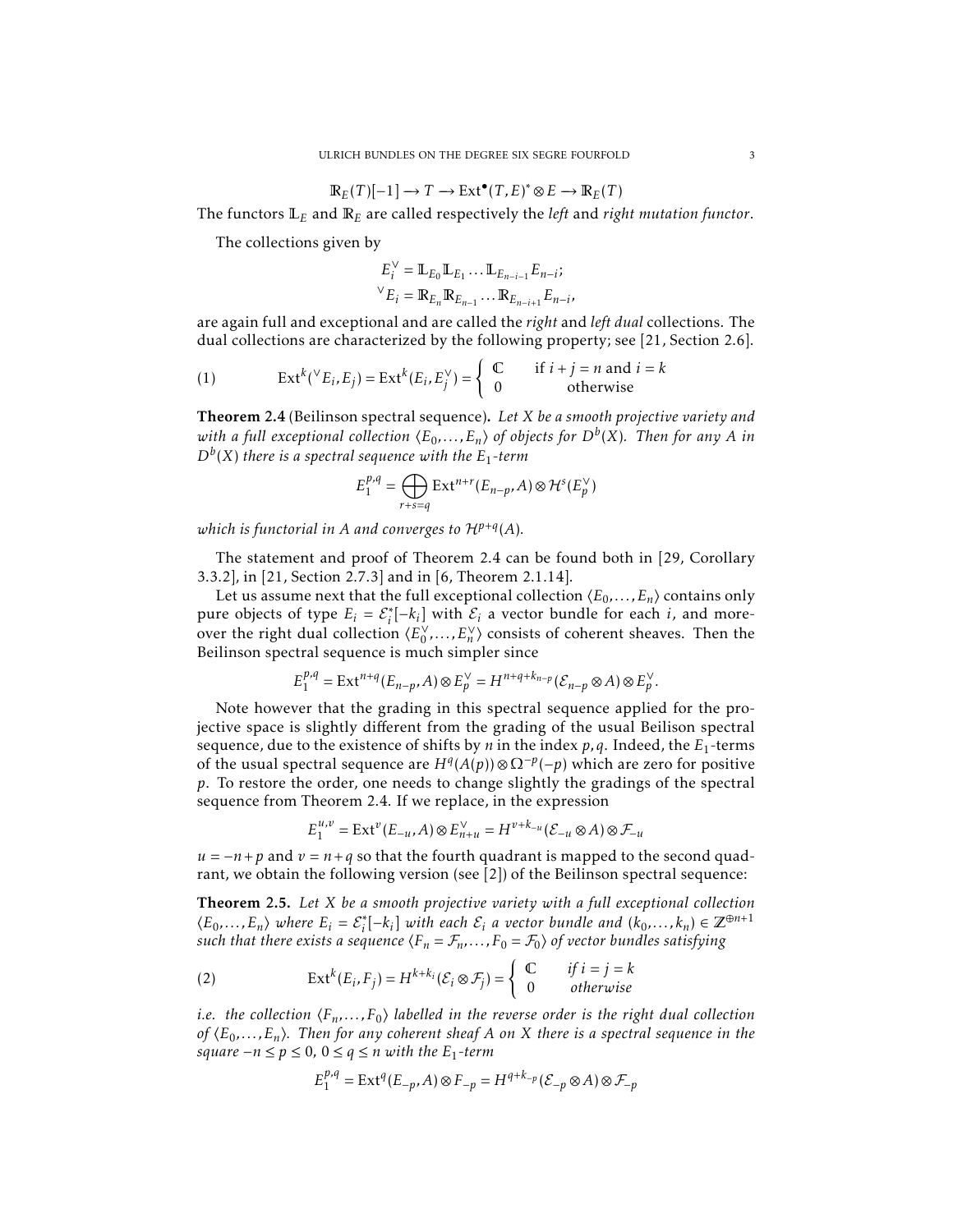$$\mathbb{R}_E(T)[-1] \longrightarrow T \longrightarrow \operatorname{Ext}^\bullet(T,E)^* \otimes E \longrightarrow \mathbb{R}_E(T)$$

The functors $\mathbb{L}_E$ and $\mathbb{R}_E$ are called respectively the *left* and *right mutation functor*.

The collections given by

$$E_i^\vee = \mathbb{L}_{E_0}\mathbb{L}_{E_1}\dots\mathbb{L}_{E_{n-i-1}}E_{n-i};$$
$${}^\vee E_i = \mathbb{R}_{E_n}\mathbb{R}_{E_{n-1}}\dots\mathbb{R}_{E_{n-i+1}}E_{n-i},$$

are again full and exceptional and are called the *right* and *left dual* collections. The dual collections are characterized by the following property; see [21, Section 2.6].

$$\operatorname{Ext}^k({}^\vee E_i, E_j) = \operatorname{Ext}^k(E_i, E_j^\vee) = \begin{cases} \mathbb{C} & \text{if } i+j=n \text{ and } i=k \\ 0 & \text{otherwise} \end{cases} \tag{1}$$

**Theorem 2.4** (Beilinson spectral sequence)**.** *Let $X$ be a smooth projective variety and with a full exceptional collection $\langle E_0,\dots,E_n\rangle$ of objects for $D^b(X)$. Then for any $A$ in $D^b(X)$ there is a spectral sequence with the $E_1$-term*

$$E_1^{p,q} = \bigoplus_{r+s=q} \operatorname{Ext}^{n+r}(E_{n-p}, A) \otimes \mathcal{H}^s(E_p^\vee)$$

*which is functorial in $A$ and converges to $\mathcal{H}^{p+q}(A)$.*

The statement and proof of Theorem 2.4 can be found both in [29, Corollary 3.3.2], in [21, Section 2.7.3] and in [6, Theorem 2.1.14].

Let us assume next that the full exceptional collection $\langle E_0,\dots,E_n\rangle$ contains only pure objects of type $E_i = \mathcal{E}_i^*[-k_i]$ with $\mathcal{E}_i$ a vector bundle for each $i$, and moreover the right dual collection $\langle E_0^\vee,\dots,E_n^\vee\rangle$ consists of coherent sheaves. Then the Beilinson spectral sequence is much simpler since

$$E_1^{p,q} = \operatorname{Ext}^{n+q}(E_{n-p}, A) \otimes E_p^\vee = H^{n+q+k_{n-p}}(\mathcal{E}_{n-p} \otimes A) \otimes E_p^\vee.$$

Note however that the grading in this spectral sequence applied for the projective space is slightly different from the grading of the usual Beilison spectral sequence, due to the existence of shifts by $n$ in the index $p,q$. Indeed, the $E_1$-terms of the usual spectral sequence are $H^q(A(p)) \otimes \Omega^{-p}(-p)$ which are zero for positive $p$. To restore the order, one needs to change slightly the gradings of the spectral sequence from Theorem 2.4. If we replace, in the expression

$$E_1^{u,v} = \operatorname{Ext}^v(E_{-u}, A) \otimes E_{n+u}^\vee = H^{v+k_{-u}}(\mathcal{E}_{-u} \otimes A) \otimes \mathcal{F}_{-u}$$

$u = -n+p$ and $v = n+q$ so that the fourth quadrant is mapped to the second quadrant, we obtain the following version (see [2]) of the Beilinson spectral sequence:

**Theorem 2.5.** *Let $X$ be a smooth projective variety with a full exceptional collection $\langle E_0,\dots,E_n\rangle$ where $E_i = \mathcal{E}_i^*[-k_i]$ with each $\mathcal{E}_i$ a vector bundle and $(k_0,\dots,k_n) \in \mathbb{Z}^{\oplus n+1}$ such that there exists a sequence $\langle F_n = \mathcal{F}_n,\dots,F_0 = \mathcal{F}_0\rangle$ of vector bundles satisfying*

$$\operatorname{Ext}^k(E_i, F_j) = H^{k+k_i}(\mathcal{E}_i \otimes \mathcal{F}_j) = \begin{cases} \mathbb{C} & \text{if } i=j=k \\ 0 & \text{otherwise} \end{cases} \tag{2}$$

*i.e. the collection $\langle F_n,\dots,F_0\rangle$ labelled in the reverse order is the right dual collection of $\langle E_0,\dots,E_n\rangle$. Then for any coherent sheaf $A$ on $X$ there is a spectral sequence in the square $-n \le p \le 0$, $0 \le q \le n$ with the $E_1$-term*

$$E_1^{p,q} = \operatorname{Ext}^q(E_{-p}, A) \otimes F_{-p} = H^{q+k_{-p}}(\mathcal{E}_{-p} \otimes A) \otimes \mathcal{F}_{-p}$$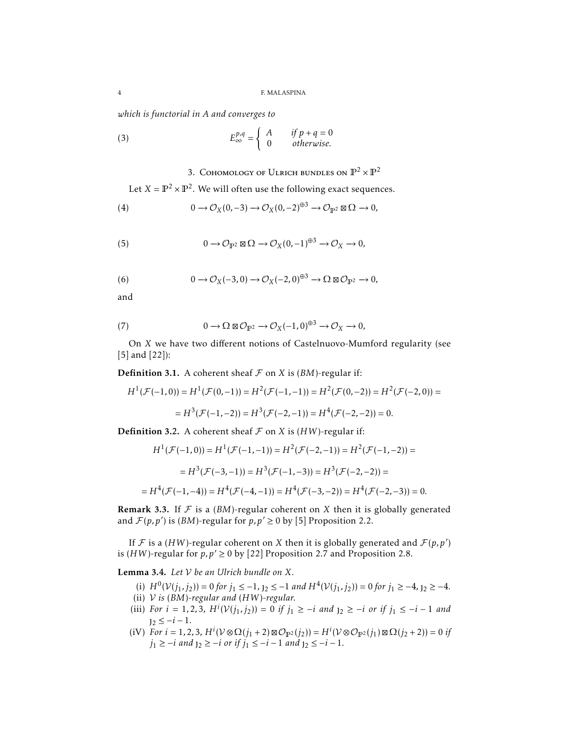*which is functorial in A and converges to*

$$
E_\infty^{p,q} = \begin{cases} A & \text{if } p+q=0 \\ 0 & \text{otherwise.} \end{cases} \tag{3}
$$

## 3. Cohomology of Ulrich bundles on $\mathbb{P}^2 \times \mathbb{P}^2$

Let $X = \mathbb{P}^2 \times \mathbb{P}^2$. We will often use the following exact sequences.

$$
0 \to \mathcal{O}_X(0,-3) \to \mathcal{O}_X(0,-2)^{\oplus 3} \to \mathcal{O}_{\mathbb{P}^2} \boxtimes \Omega \to 0, \tag{4}
$$

$$
0 \to \mathcal{O}_{\mathbb{P}^2} \boxtimes \Omega \to \mathcal{O}_X(0,-1)^{\oplus 3} \to \mathcal{O}_X \to 0, \tag{5}
$$

$$
0 \to \mathcal{O}_X(-3,0) \to \mathcal{O}_X(-2,0)^{\oplus 3} \to \Omega \boxtimes \mathcal{O}_{\mathbb{P}^2} \to 0, \tag{6}
$$

and

$$
0 \to \Omega \boxtimes \mathcal{O}_{\mathbb{P}^2} \to \mathcal{O}_X(-1,0)^{\oplus 3} \to \mathcal{O}_X \to 0, \tag{7}
$$

On $X$ we have two different notions of Castelnuovo-Mumford regularity (see [5] and [22]):

**Definition 3.1.** A coherent sheaf $\mathcal{F}$ on $X$ is $(BM)$-regular if:

$$
H^1(\mathcal{F}(-1,0)) = H^1(\mathcal{F}(0,-1)) = H^2(\mathcal{F}(-1,-1)) = H^2(\mathcal{F}(0,-2)) = H^2(\mathcal{F}(-2,0)) =
$$

$$
= H^3(\mathcal{F}(-1,-2)) = H^3(\mathcal{F}(-2,-1)) = H^4(\mathcal{F}(-2,-2)) = 0.
$$

**Definition 3.2.** A coherent sheaf $\mathcal{F}$ on $X$ is $(HW)$-regular if:

$$
H^1(\mathcal{F}(-1,0)) = H^1(\mathcal{F}(-1,-1)) = H^2(\mathcal{F}(-2,-1)) = H^2(\mathcal{F}(-1,-2)) =
$$

$$
= H^3(\mathcal{F}(-3,-1)) = H^3(\mathcal{F}(-1,-3)) = H^3(\mathcal{F}(-2,-2)) =
$$

$$
= H^4(\mathcal{F}(-1,-4)) = H^4(\mathcal{F}(-4,-1)) = H^4(\mathcal{F}(-3,-2)) = H^4(\mathcal{F}(-2,-3)) = 0.
$$

**Remark 3.3.** If $\mathcal{F}$ is a $(BM)$-regular coherent on $X$ then it is globally generated and $\mathcal{F}(p,p')$ is $(BM)$-regular for $p,p' \geq 0$ by [5] Proposition 2.2.

If $\mathcal{F}$ is a $(HW)$-regular coherent on $X$ then it is globally generated and $\mathcal{F}(p,p')$ is $(HW)$-regular for $p,p' \geq 0$ by [22] Proposition 2.7 and Proposition 2.8.

**Lemma 3.4.** *Let $\mathcal{V}$ be an Ulrich bundle on $X$.*

(i) *$H^0(\mathcal{V}(j_1,j_2)) = 0$ for $j_1 \leq -1$, $j_2 \leq -1$ and $H^4(\mathcal{V}(j_1,j_2)) = 0$ for $j_1 \geq -4$, $j_2 \geq -4$.*

(ii) *$\mathcal{V}$ is $(BM)$-regular and $(HW)$-regular.*

(iii) *For $i = 1,2,3$, $H^i(\mathcal{V}(j_1,j_2)) = 0$ if $j_1 \geq -i$ and $j_2 \geq -i$ or if $j_1 \leq -i-1$ and $j_2 \leq -i-1$.*

(iV) *For $i = 1,2,3$, $H^i(\mathcal{V} \otimes \Omega(j_1+2) \boxtimes \mathcal{O}_{\mathbb{P}^2}(j_2)) = H^i(\mathcal{V} \otimes \mathcal{O}_{\mathbb{P}^2}(j_1) \boxtimes \Omega(j_2+2)) = 0$ if $j_1 \geq -i$ and $j_2 \geq -i$ or if $j_1 \leq -i-1$ and $j_2 \leq -i-1$.*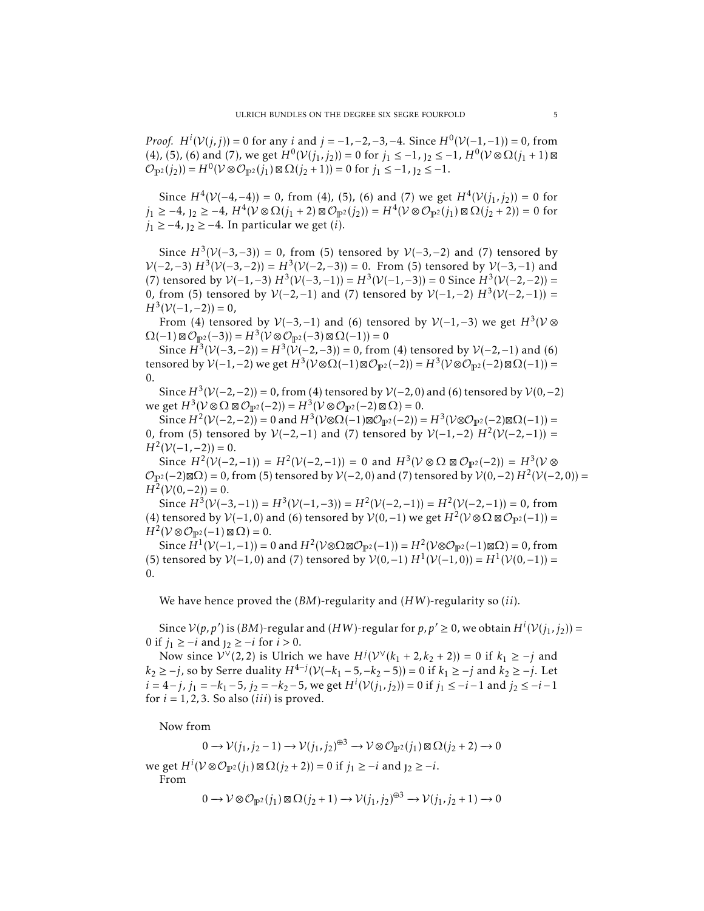*Proof.* $H^i(\mathcal{V}(j,j)) = 0$ for any $i$ and $j = -1,-2,-3,-4$. Since $H^0(\mathcal{V}(-1,-1)) = 0$, from (4), (5), (6) and (7), we get $H^0(\mathcal{V}(j_1, j_2)) = 0$ for $j_1 \leq -1$, $j_2 \leq -1$, $H^0(\mathcal{V} \otimes \Omega(j_1+1) \boxtimes \mathcal{O}_{\mathbb{P}^2}(j_2)) = H^0(\mathcal{V} \otimes \mathcal{O}_{\mathbb{P}^2}(j_1) \boxtimes \Omega(j_2+1)) = 0$ for $j_1 \leq -1$, $j_2 \leq -1$.

Since $H^4(\mathcal{V}(-4,-4)) = 0$, from (4), (5), (6) and (7) we get $H^4(\mathcal{V}(j_1, j_2)) = 0$ for $j_1 \geq -4$, $j_2 \geq -4$, $H^4(\mathcal{V} \otimes \Omega(j_1+2) \boxtimes \mathcal{O}_{\mathbb{P}^2}(j_2)) = H^4(\mathcal{V} \otimes \mathcal{O}_{\mathbb{P}^2}(j_1) \boxtimes \Omega(j_2+2)) = 0$ for $j_1 \geq -4$, $j_2 \geq -4$. In particular we get $(i)$.

Since $H^3(\mathcal{V}(-3,-3)) = 0$, from (5) tensored by $\mathcal{V}(-3,-2)$ and (7) tensored by $\mathcal{V}(-2,-3)$ $H^3(\mathcal{V}(-3,-2)) = H^3(\mathcal{V}(-2,-3)) = 0$. From (5) tensored by $\mathcal{V}(-3,-1)$ and (7) tensored by $\mathcal{V}(-1,-3)$ $H^3(\mathcal{V}(-3,-1)) = H^3(\mathcal{V}(-1,-3)) = 0$ Since $H^3(\mathcal{V}(-2,-2)) = 0$, from (5) tensored by $\mathcal{V}(-2,-1)$ and (7) tensored by $\mathcal{V}(-1,-2)$ $H^3(\mathcal{V}(-2,-1)) = H^3(\mathcal{V}(-1,-2)) = 0$,

From (4) tensored by $\mathcal{V}(-3,-1)$ and (6) tensored by $\mathcal{V}(-1,-3)$ we get $H^3(\mathcal{V} \otimes \Omega(-1) \boxtimes \mathcal{O}_{\mathbb{P}^2}(-3)) = H^3(\mathcal{V} \otimes \mathcal{O}_{\mathbb{P}^2}(-3) \boxtimes \Omega(-1)) = 0$

Since $H^3(\mathcal{V}(-3,-2)) = H^3(\mathcal{V}(-2,-3)) = 0$, from (4) tensored by $\mathcal{V}(-2,-1)$ and (6) tensored by $\mathcal{V}(-1,-2)$ we get $H^3(\mathcal{V} \otimes \Omega(-1) \boxtimes \mathcal{O}_{\mathbb{P}^2}(-2)) = H^3(\mathcal{V} \otimes \mathcal{O}_{\mathbb{P}^2}(-2) \boxtimes \Omega(-1)) = 0$.

Since $H^3(\mathcal{V}(-2,-2)) = 0$, from (4) tensored by $\mathcal{V}(-2,0)$ and (6) tensored by $\mathcal{V}(0,-2)$ we get $H^3(\mathcal{V} \otimes \Omega \boxtimes \mathcal{O}_{\mathbb{P}^2}(-2)) = H^3(\mathcal{V} \otimes \mathcal{O}_{\mathbb{P}^2}(-2) \boxtimes \Omega) = 0$.

Since $H^2(\mathcal{V}(-2,-2)) = 0$ and $H^3(\mathcal{V} \otimes \Omega(-1) \boxtimes \mathcal{O}_{\mathbb{P}^2}(-2)) = H^3(\mathcal{V} \otimes \mathcal{O}_{\mathbb{P}^2}(-2) \boxtimes \Omega(-1)) = 0$, from (5) tensored by $\mathcal{V}(-2,-1)$ and (7) tensored by $\mathcal{V}(-1,-2)$ $H^2(\mathcal{V}(-2,-1)) = H^2(\mathcal{V}(-1,-2)) = 0$.

Since $H^2(\mathcal{V}(-2,-1)) = H^2(\mathcal{V}(-2,-1)) = 0$ and $H^3(\mathcal{V} \otimes \Omega \boxtimes \mathcal{O}_{\mathbb{P}^2}(-2)) = H^3(\mathcal{V} \otimes \mathcal{O}_{\mathbb{P}^2}(-2) \boxtimes \Omega) = 0$, from (5) tensored by $\mathcal{V}(-2,0)$ and (7) tensored by $\mathcal{V}(0,-2)$ $H^2(\mathcal{V}(-2,0)) = H^2(\mathcal{V}(0,-2)) = 0$.

Since $H^3(\mathcal{V}(-3,-1)) = H^3(\mathcal{V}(-1,-3)) = H^2(\mathcal{V}(-2,-1)) = H^2(\mathcal{V}(-2,-1)) = 0$, from (4) tensored by $\mathcal{V}(-1,0)$ and (6) tensored by $\mathcal{V}(0,-1)$ we get $H^2(\mathcal{V} \otimes \Omega \boxtimes \mathcal{O}_{\mathbb{P}^2}(-1)) = H^2(\mathcal{V} \otimes \mathcal{O}_{\mathbb{P}^2}(-1) \boxtimes \Omega) = 0$.

Since $H^1(\mathcal{V}(-1,-1)) = 0$ and $H^2(\mathcal{V} \otimes \Omega \boxtimes \mathcal{O}_{\mathbb{P}^2}(-1)) = H^2(\mathcal{V} \otimes \mathcal{O}_{\mathbb{P}^2}(-1) \boxtimes \Omega) = 0$, from (5) tensored by $\mathcal{V}(-1,0)$ and (7) tensored by $\mathcal{V}(0,-1)$ $H^1(\mathcal{V}(-1,0)) = H^1(\mathcal{V}(0,-1)) = 0$.

We have hence proved the $(BM)$-regularity and $(HW)$-regularity so $(ii)$.

Since $\mathcal{V}(p,p')$ is $(BM)$-regular and $(HW)$-regular for $p,p' \geq 0$, we obtain $H^i(\mathcal{V}(j_1,j_2)) = 0$ if $j_1 \geq -i$ and $j_2 \geq -i$ for $i > 0$.

Now since $\mathcal{V}^\vee(2,2)$ is Ulrich we have $H^j(\mathcal{V}^\vee(k_1+2,k_2+2)) = 0$ if $k_1 \geq -j$ and $k_2 \geq -j$, so by Serre duality $H^{4-j}(\mathcal{V}(-k_1-5,-k_2-5)) = 0$ if $k_1 \geq -j$ and $k_2 \geq -j$. Let $i = 4-j$, $j_1 = -k_1-5$, $j_2 = -k_2-5$, we get $H^i(\mathcal{V}(j_1,j_2)) = 0$ if $j_1 \leq -i-1$ and $j_2 \leq -i-1$ for $i = 1,2,3$. So also $(iii)$ is proved.

Now from

$$0 \to \mathcal{V}(j_1, j_2-1) \to \mathcal{V}(j_1,j_2)^{\oplus 3} \to \mathcal{V} \otimes \mathcal{O}_{\mathbb{P}^2}(j_1) \boxtimes \Omega(j_2+2) \to 0$$

we get $H^i(\mathcal{V} \otimes \mathcal{O}_{\mathbb{P}^2}(j_1) \boxtimes \Omega(j_2+2)) = 0$ if $j_1 \geq -i$ and $j_2 \geq -i$.

From

$$0 \to \mathcal{V} \otimes \mathcal{O}_{\mathbb{P}^2}(j_1) \boxtimes \Omega(j_2+1) \to \mathcal{V}(j_1,j_2)^{\oplus 3} \to \mathcal{V}(j_1, j_2+1) \to 0$$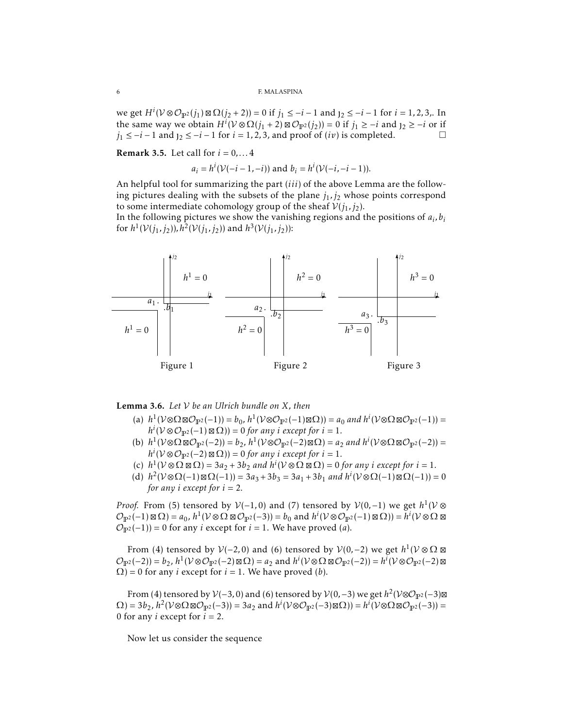we get $H^i(\mathcal{V}\otimes\mathcal{O}_{\mathbb{P}^2}(j_1)\boxtimes\Omega(j_2+2))=0$ if $j_1\leq -i-1$ and $j_2\leq -i-1$ for $i=1,2,3$,. In the same way we obtain $H^i(\mathcal{V}\otimes\Omega(j_1+2)\boxtimes\mathcal{O}_{\mathbb{P}^2}(j_2))=0$ if $j_1\geq -i$ and $j_2\geq -i$ or if $j_1\leq -i-1$ and $j_2\leq -i-1$ for $i=1,2,3$, and proof of $(iv)$ is completed. □

**Remark 3.5.** Let call for $i=0,\dots 4$

$$a_i=h^i(\mathcal{V}(-i-1,-i))\text{ and }b_i=h^i(\mathcal{V}(-i,-i-1)).$$

An helpful tool for summarizing the part $(iii)$ of the above Lemma are the following pictures dealing with the subsets of the plane $j_1,j_2$ whose points correspond to some intermediate cohomology group of the sheaf $\mathcal{V}(j_1,j_2)$.
In the following pictures we show the vanishing regions and the positions of $a_i,b_i$ for $h^1(\mathcal{V}(j_1,j_2)),h^2(\mathcal{V}(j_1,j_2))$ and $h^3(\mathcal{V}(j_1,j_2))$:

$j_2$
$h^1=0$
$j_1$
$a_1$
$b_1$
$h^1=0$

Figure 1

$j_2$
$h^2=0$
$j_1$
$a_2$
$b_2$
$h^2=0$

Figure 2

$j_2$
$h^3=0$
$j_1$
$a_3$
$b_3$
$h^3=0$

Figure 3

**Lemma 3.6.** *Let $\mathcal{V}$ be an Ulrich bundle on $X$, then*

(a) $h^1(\mathcal{V}\otimes\Omega\boxtimes\mathcal{O}_{\mathbb{P}^2}(-1))=b_0$, $h^1(\mathcal{V}\otimes\mathcal{O}_{\mathbb{P}^2}(-1)\boxtimes\Omega))=a_0$ *and* $h^i(\mathcal{V}\otimes\Omega\boxtimes\mathcal{O}_{\mathbb{P}^2}(-1))=h^i(\mathcal{V}\otimes\mathcal{O}_{\mathbb{P}^2}(-1)\boxtimes\Omega))=0$ *for any $i$ except for $i=1$.*

(b) $h^1(\mathcal{V}\otimes\Omega\boxtimes\mathcal{O}_{\mathbb{P}^2}(-2))=b_2$, $h^1(\mathcal{V}\otimes\mathcal{O}_{\mathbb{P}^2}(-2)\boxtimes\Omega)=a_2$ *and* $h^i(\mathcal{V}\otimes\Omega\boxtimes\mathcal{O}_{\mathbb{P}^2}(-2))=h^i(\mathcal{V}\otimes\mathcal{O}_{\mathbb{P}^2}(-2)\boxtimes\Omega))=0$ *for any $i$ except for $i=1$.*

(c) $h^1(\mathcal{V}\otimes\Omega\boxtimes\Omega)=3a_2+3b_2$ *and* $h^i(\mathcal{V}\otimes\Omega\boxtimes\Omega)=0$ *for any $i$ except for $i=1$.*

(d) $h^2(\mathcal{V}\otimes\Omega(-1)\boxtimes\Omega(-1))=3a_3+3b_3=3a_1+3b_1$ *and* $h^i(\mathcal{V}\otimes\Omega(-1)\boxtimes\Omega(-1))=0$ *for any $i$ except for $i=2$.*

*Proof.* From (5) tensored by $\mathcal{V}(-1,0)$ and (7) tensored by $\mathcal{V}(0,-1)$ we get $h^1(\mathcal{V}\otimes\mathcal{O}_{\mathbb{P}^2}(-1)\boxtimes\Omega)=a_0$, $h^1(\mathcal{V}\otimes\Omega\boxtimes\mathcal{O}_{\mathbb{P}^2}(-3))=b_0$ and $h^i(\mathcal{V}\otimes\mathcal{O}_{\mathbb{P}^2}(-1)\boxtimes\Omega))=h^i(\mathcal{V}\otimes\Omega\boxtimes\mathcal{O}_{\mathbb{P}^2}(-1))=0$ for any $i$ except for $i=1$. We have proved $(a)$.

From (4) tensored by $\mathcal{V}(-2,0)$ and (6) tensored by $\mathcal{V}(0,-2)$ we get $h^1(\mathcal{V}\otimes\Omega\boxtimes\mathcal{O}_{\mathbb{P}^2}(-2))=b_2$, $h^1(\mathcal{V}\otimes\mathcal{O}_{\mathbb{P}^2}(-2)\boxtimes\Omega)=a_2$ and $h^i(\mathcal{V}\otimes\Omega\boxtimes\mathcal{O}_{\mathbb{P}^2}(-2))=h^i(\mathcal{V}\otimes\mathcal{O}_{\mathbb{P}^2}(-2)\boxtimes\Omega)=0$ for any $i$ except for $i=1$. We have proved $(b)$.

From (4) tensored by $\mathcal{V}(-3,0)$ and (6) tensored by $\mathcal{V}(0,-3)$ we get $h^2(\mathcal{V}\otimes\mathcal{O}_{\mathbb{P}^2}(-3)\boxtimes\Omega)=3b_2$, $h^2(\mathcal{V}\otimes\Omega\boxtimes\mathcal{O}_{\mathbb{P}^2}(-3))=3a_2$ and $h^i(\mathcal{V}\otimes\mathcal{O}_{\mathbb{P}^2}(-3)\boxtimes\Omega))=h^i(\mathcal{V}\otimes\Omega\boxtimes\mathcal{O}_{\mathbb{P}^2}(-3))=0$ for any $i$ except for $i=2$.

Now let us consider the sequence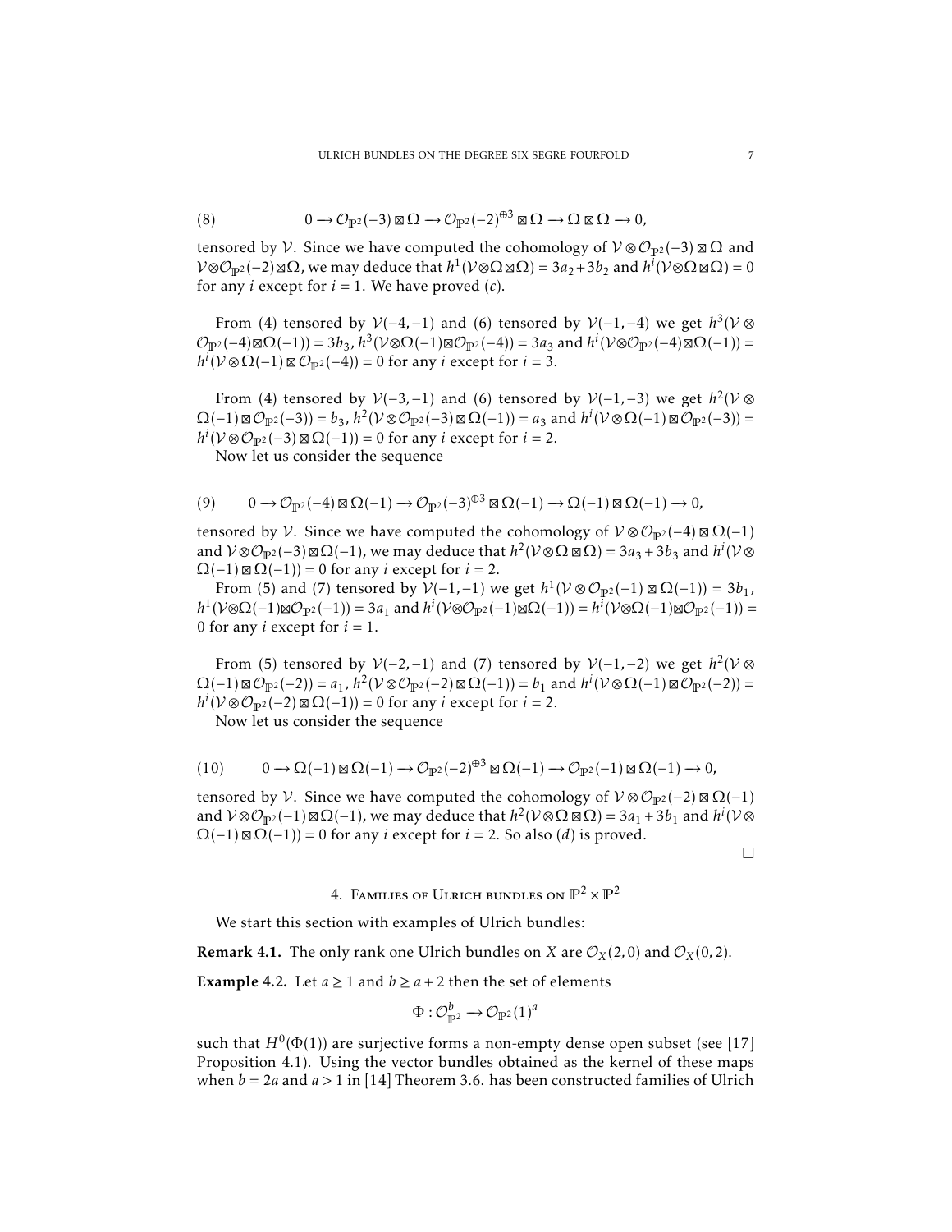$$(8) \qquad 0 \to \mathcal{O}_{\mathbb{P}^2}(-3) \boxtimes \Omega \to \mathcal{O}_{\mathbb{P}^2}(-2)^{\oplus 3} \boxtimes \Omega \to \Omega \boxtimes \Omega \to 0,$$

tensored by $\mathcal{V}$. Since we have computed the cohomology of $\mathcal{V} \otimes \mathcal{O}_{\mathbb{P}^2}(-3) \boxtimes \Omega$ and $\mathcal{V} \otimes \mathcal{O}_{\mathbb{P}^2}(-2) \boxtimes \Omega$, we may deduce that $h^1(\mathcal{V} \otimes \Omega \boxtimes \Omega) = 3a_2 + 3b_2$ and $h^i(\mathcal{V} \otimes \Omega \boxtimes \Omega) = 0$ for any $i$ except for $i = 1$. We have proved $(c)$.

From (4) tensored by $\mathcal{V}(-4,-1)$ and (6) tensored by $\mathcal{V}(-1,-4)$ we get $h^3(\mathcal{V} \otimes \mathcal{O}_{\mathbb{P}^2}(-4) \boxtimes \Omega(-1)) = 3b_3$, $h^3(\mathcal{V} \otimes \Omega(-1) \boxtimes \mathcal{O}_{\mathbb{P}^2}(-4)) = 3a_3$ and $h^i(\mathcal{V} \otimes \mathcal{O}_{\mathbb{P}^2}(-4) \boxtimes \Omega(-1)) = h^i(\mathcal{V} \otimes \Omega(-1) \boxtimes \mathcal{O}_{\mathbb{P}^2}(-4)) = 0$ for any $i$ except for $i = 3$.

From (4) tensored by $\mathcal{V}(-3,-1)$ and (6) tensored by $\mathcal{V}(-1,-3)$ we get $h^2(\mathcal{V} \otimes \Omega(-1) \boxtimes \mathcal{O}_{\mathbb{P}^2}(-3)) = b_3$, $h^2(\mathcal{V} \otimes \mathcal{O}_{\mathbb{P}^2}(-3) \boxtimes \Omega(-1)) = a_3$ and $h^i(\mathcal{V} \otimes \Omega(-1) \boxtimes \mathcal{O}_{\mathbb{P}^2}(-3)) = h^i(\mathcal{V} \otimes \mathcal{O}_{\mathbb{P}^2}(-3) \boxtimes \Omega(-1)) = 0$ for any $i$ except for $i = 2$.

Now let us consider the sequence

$$(9) \qquad 0 \to \mathcal{O}_{\mathbb{P}^2}(-4) \boxtimes \Omega(-1) \to \mathcal{O}_{\mathbb{P}^2}(-3)^{\oplus 3} \boxtimes \Omega(-1) \to \Omega(-1) \boxtimes \Omega(-1) \to 0,$$

tensored by $\mathcal{V}$. Since we have computed the cohomology of $\mathcal{V} \otimes \mathcal{O}_{\mathbb{P}^2}(-4) \boxtimes \Omega(-1)$ and $\mathcal{V} \otimes \mathcal{O}_{\mathbb{P}^2}(-3) \boxtimes \Omega(-1)$, we may deduce that $h^2(\mathcal{V} \otimes \Omega \boxtimes \Omega) = 3a_3 + 3b_3$ and $h^i(\mathcal{V} \otimes \Omega(-1) \boxtimes \Omega(-1)) = 0$ for any $i$ except for $i = 2$.

From (5) and (7) tensored by $\mathcal{V}(-1,-1)$ we get $h^1(\mathcal{V} \otimes \mathcal{O}_{\mathbb{P}^2}(-1) \boxtimes \Omega(-1)) = 3b_1$, $h^1(\mathcal{V} \otimes \Omega(-1) \boxtimes \mathcal{O}_{\mathbb{P}^2}(-1)) = 3a_1$ and $h^i(\mathcal{V} \otimes \mathcal{O}_{\mathbb{P}^2}(-1) \boxtimes \Omega(-1)) = h^i(\mathcal{V} \otimes \Omega(-1) \boxtimes \mathcal{O}_{\mathbb{P}^2}(-1)) = 0$ for any $i$ except for $i = 1$.

From (5) tensored by $\mathcal{V}(-2,-1)$ and (7) tensored by $\mathcal{V}(-1,-2)$ we get $h^2(\mathcal{V} \otimes \Omega(-1) \boxtimes \mathcal{O}_{\mathbb{P}^2}(-2)) = a_1$, $h^2(\mathcal{V} \otimes \mathcal{O}_{\mathbb{P}^2}(-2) \boxtimes \Omega(-1)) = b_1$ and $h^i(\mathcal{V} \otimes \Omega(-1) \boxtimes \mathcal{O}_{\mathbb{P}^2}(-2)) = h^i(\mathcal{V} \otimes \mathcal{O}_{\mathbb{P}^2}(-2) \boxtimes \Omega(-1)) = 0$ for any $i$ except for $i = 2$.

Now let us consider the sequence

$$(10) \qquad 0 \to \Omega(-1) \boxtimes \Omega(-1) \to \mathcal{O}_{\mathbb{P}^2}(-2)^{\oplus 3} \boxtimes \Omega(-1) \to \mathcal{O}_{\mathbb{P}^2}(-1) \boxtimes \Omega(-1) \to 0,$$

tensored by $\mathcal{V}$. Since we have computed the cohomology of $\mathcal{V} \otimes \mathcal{O}_{\mathbb{P}^2}(-2) \boxtimes \Omega(-1)$ and $\mathcal{V} \otimes \mathcal{O}_{\mathbb{P}^2}(-1) \boxtimes \Omega(-1)$, we may deduce that $h^2(\mathcal{V} \otimes \Omega \boxtimes \Omega) = 3a_1 + 3b_1$ and $h^i(\mathcal{V} \otimes \Omega(-1) \boxtimes \Omega(-1)) = 0$ for any $i$ except for $i = 2$. So also $(d)$ is proved.

□

## 4. Families of Ulrich bundles on $\mathbb{P}^2 \times \mathbb{P}^2$

We start this section with examples of Ulrich bundles:

**Remark 4.1.** The only rank one Ulrich bundles on $X$ are $\mathcal{O}_X(2,0)$ and $\mathcal{O}_X(0,2)$.

**Example 4.2.** Let $a \geq 1$ and $b \geq a + 2$ then the set of elements

$$\Phi : \mathcal{O}_{\mathbb{P}^2}^b \to \mathcal{O}_{\mathbb{P}^2}(1)^a$$

such that $H^0(\Phi(1))$ are surjective forms a non-empty dense open subset (see [17] Proposition 4.1). Using the vector bundles obtained as the kernel of these maps when $b = 2a$ and $a > 1$ in [14] Theorem 3.6. has been constructed families of Ulrich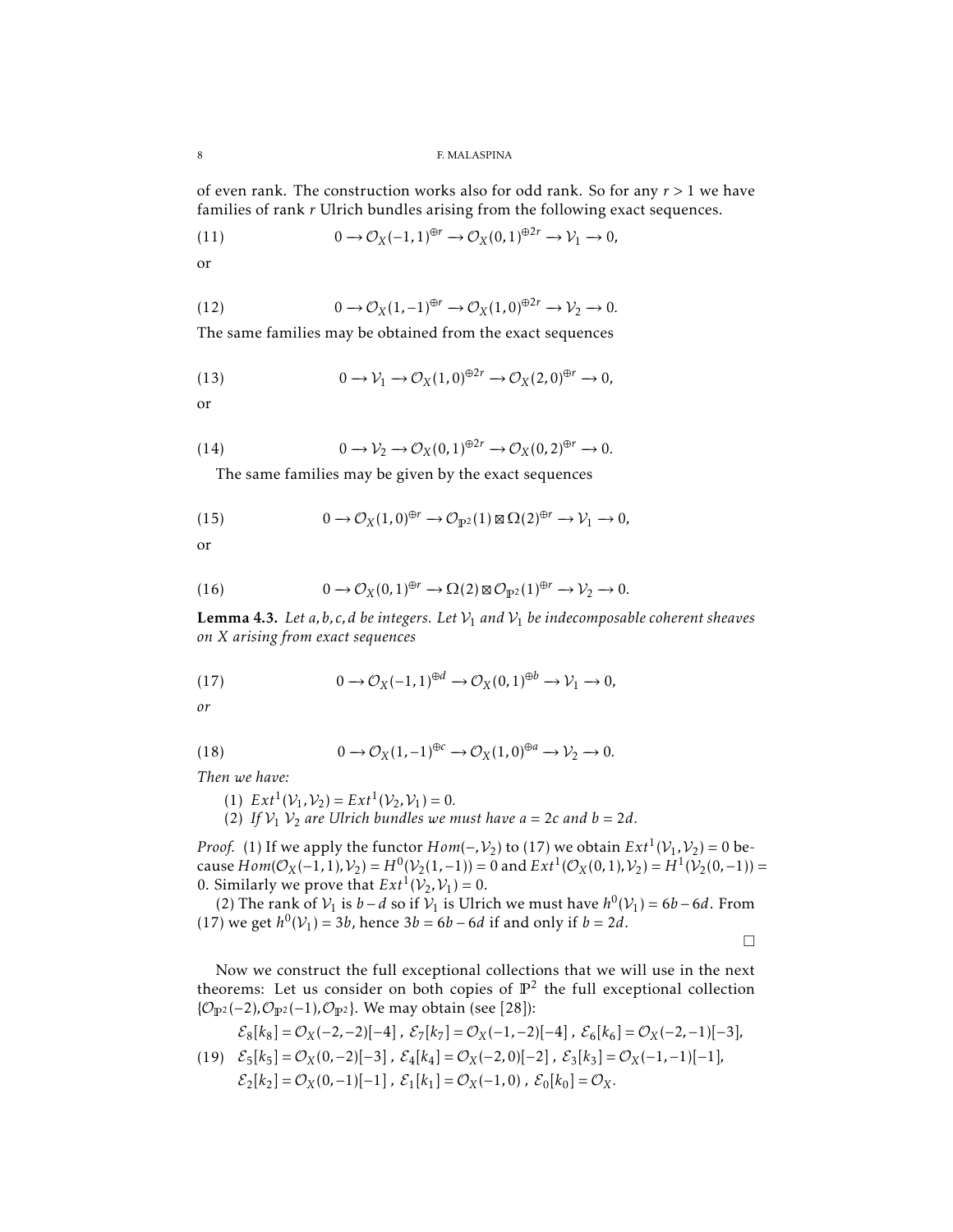of even rank. The construction works also for odd rank. So for any $r > 1$ we have families of rank $r$ Ulrich bundles arising from the following exact sequences.

$$0 \to \mathcal{O}_X(-1,1)^{\oplus r} \to \mathcal{O}_X(0,1)^{\oplus 2r} \to \mathcal{V}_1 \to 0, \tag{11}$$

or

$$0 \to \mathcal{O}_X(1,-1)^{\oplus r} \to \mathcal{O}_X(1,0)^{\oplus 2r} \to \mathcal{V}_2 \to 0. \tag{12}$$

The same families may be obtained from the exact sequences

$$0 \to \mathcal{V}_1 \to \mathcal{O}_X(1,0)^{\oplus 2r} \to \mathcal{O}_X(2,0)^{\oplus r} \to 0, \tag{13}$$

or

$$0 \to \mathcal{V}_2 \to \mathcal{O}_X(0,1)^{\oplus 2r} \to \mathcal{O}_X(0,2)^{\oplus r} \to 0. \tag{14}$$

The same families may be given by the exact sequences

$$0 \to \mathcal{O}_X(1,0)^{\oplus r} \to \mathcal{O}_{\mathbb{P}^2}(1) \boxtimes \Omega(2)^{\oplus r} \to \mathcal{V}_1 \to 0, \tag{15}$$

or

$$0 \to \mathcal{O}_X(0,1)^{\oplus r} \to \Omega(2) \boxtimes \mathcal{O}_{\mathbb{P}^2}(1)^{\oplus r} \to \mathcal{V}_2 \to 0. \tag{16}$$

**Lemma 4.3.** *Let $a,b,c,d$ be integers. Let $\mathcal{V}_1$ and $\mathcal{V}_1$ be indecomposable coherent sheaves on $X$ arising from exact sequences*

$$0 \to \mathcal{O}_X(-1,1)^{\oplus d} \to \mathcal{O}_X(0,1)^{\oplus b} \to \mathcal{V}_1 \to 0, \tag{17}$$

*or*

$$0 \to \mathcal{O}_X(1,-1)^{\oplus c} \to \mathcal{O}_X(1,0)^{\oplus a} \to \mathcal{V}_2 \to 0. \tag{18}$$

*Then we have:*

1. $Ext^1(\mathcal{V}_1, \mathcal{V}_2) = Ext^1(\mathcal{V}_2, \mathcal{V}_1) = 0.$
2. *If $\mathcal{V}_1$ $\mathcal{V}_2$ are Ulrich bundles we must have $a = 2c$ and $b = 2d$.*

*Proof.* (1) If we apply the functor $Hom(-,\mathcal{V}_2)$ to (17) we obtain $Ext^1(\mathcal{V}_1,\mathcal{V}_2) = 0$ because $Hom(\mathcal{O}_X(-1,1),\mathcal{V}_2) = H^0(\mathcal{V}_2(1,-1)) = 0$ and $Ext^1(\mathcal{O}_X(0,1),\mathcal{V}_2) = H^1(\mathcal{V}_2(0,-1)) = 0$. Similarly we prove that $Ext^1(\mathcal{V}_2,\mathcal{V}_1) = 0$.

(2) The rank of $\mathcal{V}_1$ is $b-d$ so if $\mathcal{V}_1$ is Ulrich we must have $h^0(\mathcal{V}_1) = 6b - 6d$. From (17) we get $h^0(\mathcal{V}_1) = 3b$, hence $3b = 6b - 6d$ if and only if $b = 2d$. □

Now we construct the full exceptional collections that we will use in the next theorems: Let us consider on both copies of $\mathbb{P}^2$ the full exceptional collection $\{\mathcal{O}_{\mathbb{P}^2}(-2), \mathcal{O}_{\mathbb{P}^2}(-1), \mathcal{O}_{\mathbb{P}^2}\}$. We may obtain (see [28]):

$$\begin{aligned}
&\mathcal{E}_8[k_8] = \mathcal{O}_X(-2,-2)[-4]\ ,\ \mathcal{E}_7[k_7] = \mathcal{O}_X(-1,-2)[-4]\ ,\ \mathcal{E}_6[k_6] = \mathcal{O}_X(-2,-1)[-3],\\
&\mathcal{E}_5[k_5] = \mathcal{O}_X(0,-2)[-3]\ ,\ \mathcal{E}_4[k_4] = \mathcal{O}_X(-2,0)[-2]\ ,\ \mathcal{E}_3[k_3] = \mathcal{O}_X(-1,-1)[-1],\\
&\mathcal{E}_2[k_2] = \mathcal{O}_X(0,-1)[-1]\ ,\ \mathcal{E}_1[k_1] = \mathcal{O}_X(-1,0)\ ,\ \mathcal{E}_0[k_0] = \mathcal{O}_X.
\end{aligned} \tag{19}$$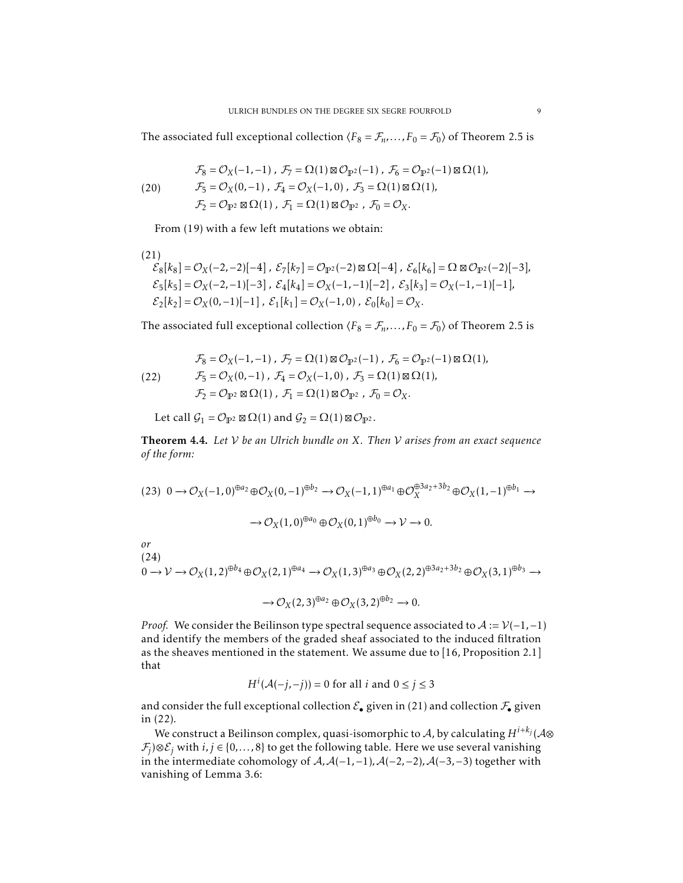The associated full exceptional collection $\langle F_8 = \mathcal{F}_n, \dots, F_0 = \mathcal{F}_0 \rangle$ of Theorem 2.5 is

$$
\begin{aligned}
&\mathcal{F}_8 = \mathcal{O}_X(-1,-1)\ ,\ \mathcal{F}_7 = \Omega(1) \boxtimes \mathcal{O}_{\mathbb{P}^2}(-1)\ ,\ \mathcal{F}_6 = \mathcal{O}_{\mathbb{P}^2}(-1) \boxtimes \Omega(1),\\
&\mathcal{F}_5 = \mathcal{O}_X(0,-1)\ ,\ \mathcal{F}_4 = \mathcal{O}_X(-1,0)\ ,\ \mathcal{F}_3 = \Omega(1) \boxtimes \Omega(1),\\
&\mathcal{F}_2 = \mathcal{O}_{\mathbb{P}^2} \boxtimes \Omega(1)\ ,\ \mathcal{F}_1 = \Omega(1) \boxtimes \mathcal{O}_{\mathbb{P}^2}\ ,\ \mathcal{F}_0 = \mathcal{O}_X.
\end{aligned}
\tag{20}
$$

From (19) with a few left mutations we obtain:

$$
\begin{aligned}
&\mathcal{E}_8[k_8] = \mathcal{O}_X(-2,-2)[-4]\ ,\ \mathcal{E}_7[k_7] = \mathcal{O}_{\mathbb{P}^2}(-2) \boxtimes \Omega[-4]\ ,\ \mathcal{E}_6[k_6] = \Omega \boxtimes \mathcal{O}_{\mathbb{P}^2}(-2)[-3],\\
&\mathcal{E}_5[k_5] = \mathcal{O}_X(-2,-1)[-3]\ ,\ \mathcal{E}_4[k_4] = \mathcal{O}_X(-1,-1)[-2]\ ,\ \mathcal{E}_3[k_3] = \mathcal{O}_X(-1,-1)[-1],\\
&\mathcal{E}_2[k_2] = \mathcal{O}_X(0,-1)[-1]\ ,\ \mathcal{E}_1[k_1] = \mathcal{O}_X(-1,0)\ ,\ \mathcal{E}_0[k_0] = \mathcal{O}_X.
\end{aligned}
\tag{21}
$$

The associated full exceptional collection $\langle F_8 = \mathcal{F}_n, \dots, F_0 = \mathcal{F}_0 \rangle$ of Theorem 2.5 is

$$
\begin{aligned}
&\mathcal{F}_8 = \mathcal{O}_X(-1,-1)\ ,\ \mathcal{F}_7 = \Omega(1) \boxtimes \mathcal{O}_{\mathbb{P}^2}(-1)\ ,\ \mathcal{F}_6 = \mathcal{O}_{\mathbb{P}^2}(-1) \boxtimes \Omega(1),\\
&\mathcal{F}_5 = \mathcal{O}_X(0,-1)\ ,\ \mathcal{F}_4 = \mathcal{O}_X(-1,0)\ ,\ \mathcal{F}_3 = \Omega(1) \boxtimes \Omega(1),\\
&\mathcal{F}_2 = \mathcal{O}_{\mathbb{P}^2} \boxtimes \Omega(1)\ ,\ \mathcal{F}_1 = \Omega(1) \boxtimes \mathcal{O}_{\mathbb{P}^2}\ ,\ \mathcal{F}_0 = \mathcal{O}_X.
\end{aligned}
\tag{22}
$$

Let call $\mathcal{G}_1 = \mathcal{O}_{\mathbb{P}^2} \boxtimes \Omega(1)$ and $\mathcal{G}_2 = \Omega(1) \boxtimes \mathcal{O}_{\mathbb{P}^2}$.

**Theorem 4.4.** *Let $\mathcal{V}$ be an Ulrich bundle on $X$. Then $\mathcal{V}$ arises from an exact sequence of the form:*

$$
(23)\quad 0 \to \mathcal{O}_X(-1,0)^{\oplus a_2} \oplus \mathcal{O}_X(0,-1)^{\oplus b_2} \to \mathcal{O}_X(-1,1)^{\oplus a_1} \oplus \mathcal{O}_X^{\oplus 3a_2+3b_2} \oplus \mathcal{O}_X(1,-1)^{\oplus b_1} \to
$$

$$
\to \mathcal{O}_X(1,0)^{\oplus a_0} \oplus \mathcal{O}_X(0,1)^{\oplus b_0} \to \mathcal{V} \to 0.
$$

*or*

$$
(24)\quad 0 \to \mathcal{V} \to \mathcal{O}_X(1,2)^{\oplus b_4} \oplus \mathcal{O}_X(2,1)^{\oplus a_4} \to \mathcal{O}_X(1,3)^{\oplus a_3} \oplus \mathcal{O}_X(2,2)^{\oplus 3a_2+3b_2} \oplus \mathcal{O}_X(3,1)^{\oplus b_3} \to
$$

$$
\to \mathcal{O}_X(2,3)^{\oplus a_2} \oplus \mathcal{O}_X(3,2)^{\oplus b_2} \to 0.
$$

*Proof.* We consider the Beilinson type spectral sequence associated to $\mathcal{A} := \mathcal{V}(-1,-1)$ and identify the members of the graded sheaf associated to the induced filtration as the sheaves mentioned in the statement. We assume due to [16, Proposition 2.1] that

$$
H^i(\mathcal{A}(-j,-j)) = 0 \text{ for all } i \text{ and } 0 \le j \le 3
$$

and consider the full exceptional collection $\mathcal{E}_\bullet$ given in (21) and collection $\mathcal{F}_\bullet$ given in (22).

We construct a Beilinson complex, quasi-isomorphic to $\mathcal{A}$, by calculating $H^{i+k_j}(\mathcal{A} \otimes \mathcal{F}_j) \otimes \mathcal{E}_j$ with $i, j \in \{0, \dots, 8\}$ to get the following table. Here we use several vanishing in the intermediate cohomology of $\mathcal{A}, \mathcal{A}(-1,-1), \mathcal{A}(-2,-2), \mathcal{A}(-3,-3)$ together with vanishing of Lemma 3.6: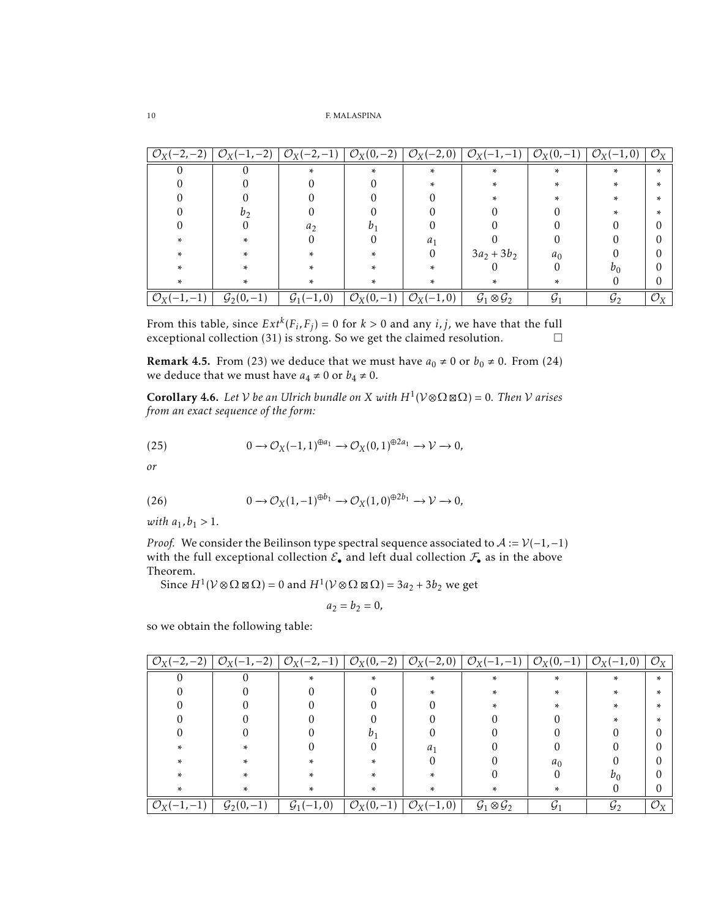| $\mathcal{O}_X(-2,-2)$ | $\mathcal{O}_X(-1,-2)$ | $\mathcal{O}_X(-2,-1)$ | $\mathcal{O}_X(0,-2)$ | $\mathcal{O}_X(-2,0)$ | $\mathcal{O}_X(-1,-1)$ | $\mathcal{O}_X(0,-1)$ | $\mathcal{O}_X(-1,0)$ | $\mathcal{O}_X$ |
|---|---|---|---|---|---|---|---|---|
| 0 | 0 | * | * | * | * | * | * | * |
| 0 | 0 | 0 | 0 | * | * | * | * | * |
| 0 | 0 | 0 | 0 | 0 | * | * | * | * |
| 0 | $b_2$ | 0 | 0 | 0 | 0 | 0 | * | * |
| 0 | 0 | $a_2$ | $b_1$ | 0 | 0 | 0 | 0 | 0 |
| * | * | 0 | 0 | $a_1$ | 0 | 0 | 0 | 0 |
| * | * | * | * | 0 | $3a_2+3b_2$ | $a_0$ | 0 | 0 |
| * | * | * | * | * | 0 | 0 | $b_0$ | 0 |
| * | * | * | * | * | * | * | 0 | 0 |
| $\mathcal{O}_X(-1,-1)$ | $\mathcal{G}_2(0,-1)$ | $\mathcal{G}_1(-1,0)$ | $\mathcal{O}_X(0,-1)$ | $\mathcal{O}_X(-1,0)$ | $\mathcal{G}_1\otimes\mathcal{G}_2$ | $\mathcal{G}_1$ | $\mathcal{G}_2$ | $\mathcal{O}_X$ |

From this table, since $Ext^k(F_i,F_j)=0$ for $k>0$ and any $i,j$, we have that the full exceptional collection (31) is strong. So we get the claimed resolution. □

**Remark 4.5.** From (23) we deduce that we must have $a_0 \neq 0$ or $b_0 \neq 0$. From (24) we deduce that we must have $a_4 \neq 0$ or $b_4 \neq 0$.

**Corollary 4.6.** *Let $\mathcal{V}$ be an Ulrich bundle on $X$ with $H^1(\mathcal{V}\otimes\Omega\boxtimes\Omega)=0$. Then $\mathcal{V}$ arises from an exact sequence of the form:*

$$0 \to \mathcal{O}_X(-1,1)^{\oplus a_1} \to \mathcal{O}_X(0,1)^{\oplus 2a_1} \to \mathcal{V} \to 0, \tag{25}$$

*or*

$$0 \to \mathcal{O}_X(1,-1)^{\oplus b_1} \to \mathcal{O}_X(1,0)^{\oplus 2b_1} \to \mathcal{V} \to 0, \tag{26}$$

*with $a_1, b_1 > 1$.*

*Proof.* We consider the Beilinson type spectral sequence associated to $\mathcal{A} := \mathcal{V}(-1,-1)$ with the full exceptional collection $\mathcal{E}_\bullet$ and left dual collection $\mathcal{F}_\bullet$ as in the above Theorem.

Since $H^1(\mathcal{V}\otimes\Omega\boxtimes\Omega)=0$ and $H^1(\mathcal{V}\otimes\Omega\boxtimes\Omega)=3a_2+3b_2$ we get

$$a_2 = b_2 = 0,$$

so we obtain the following table:

| $\mathcal{O}_X(-2,-2)$ | $\mathcal{O}_X(-1,-2)$ | $\mathcal{O}_X(-2,-1)$ | $\mathcal{O}_X(0,-2)$ | $\mathcal{O}_X(-2,0)$ | $\mathcal{O}_X(-1,-1)$ | $\mathcal{O}_X(0,-1)$ | $\mathcal{O}_X(-1,0)$ | $\mathcal{O}_X$ |
|---|---|---|---|---|---|---|---|---|
| 0 | 0 | * | * | * | * | * | * | * |
| 0 | 0 | 0 | 0 | * | * | * | * | * |
| 0 | 0 | 0 | 0 | 0 | * | * | * | * |
| 0 | 0 | 0 | 0 | 0 | 0 | 0 | * | * |
| 0 | 0 | 0 | $b_1$ | 0 | 0 | 0 | 0 | 0 |
| * | * | 0 | 0 | $a_1$ | 0 | 0 | 0 | 0 |
| * | * | * | * | 0 | 0 | $a_0$ | 0 | 0 |
| * | * | * | * | * | 0 | 0 | $b_0$ | 0 |
| * | * | * | * | * | * | * | 0 | 0 |
| $\mathcal{O}_X(-1,-1)$ | $\mathcal{G}_2(0,-1)$ | $\mathcal{G}_1(-1,0)$ | $\mathcal{O}_X(0,-1)$ | $\mathcal{O}_X(-1,0)$ | $\mathcal{G}_1\otimes\mathcal{G}_2$ | $\mathcal{G}_1$ | $\mathcal{G}_2$ | $\mathcal{O}_X$ |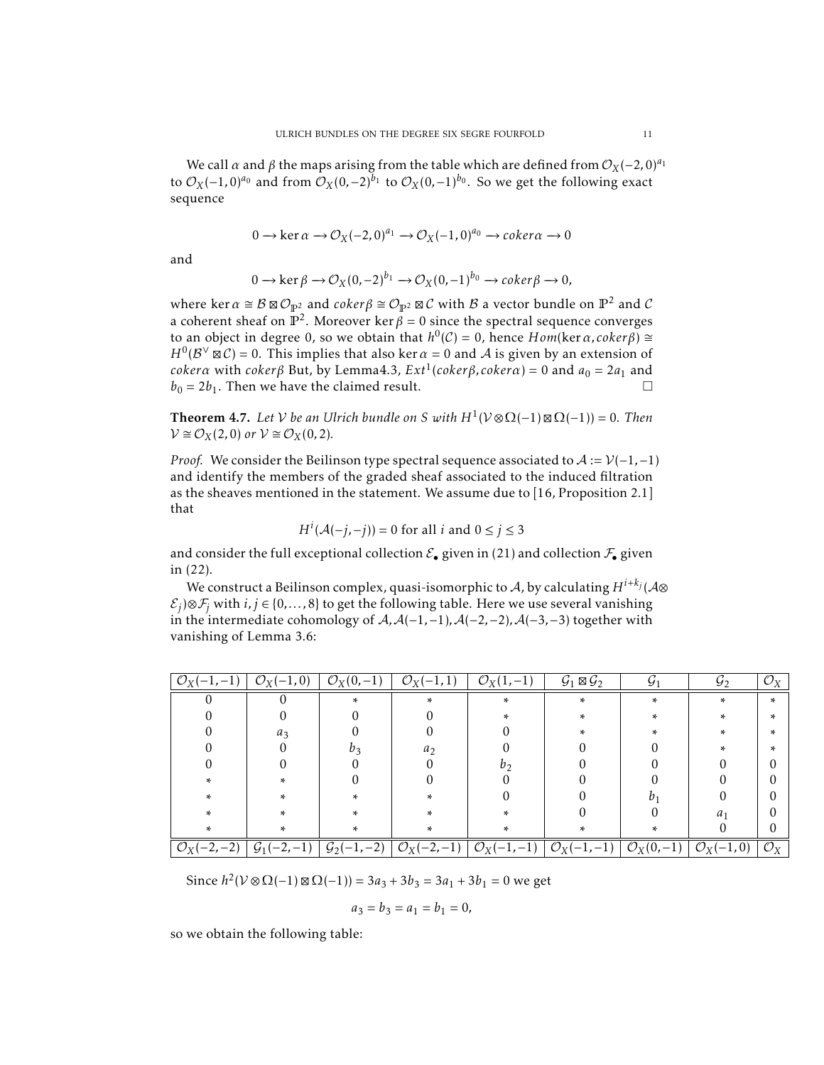We call $\alpha$ and $\beta$ the maps arising from the table which are defined from $\mathcal{O}_X(-2,0)^{a_1}$ to $\mathcal{O}_X(-1,0)^{a_0}$ and from $\mathcal{O}_X(0,-2)^{b_1}$ to $\mathcal{O}_X(0,-1)^{b_0}$. So we get the following exact sequence

$$0 \longrightarrow \ker \alpha \longrightarrow \mathcal{O}_X(-2,0)^{a_1} \longrightarrow \mathcal{O}_X(-1,0)^{a_0} \longrightarrow coker\alpha \longrightarrow 0$$

and

$$0 \longrightarrow \ker \beta \longrightarrow \mathcal{O}_X(0,-2)^{b_1} \longrightarrow \mathcal{O}_X(0,-1)^{b_0} \longrightarrow coker\beta \longrightarrow 0,$$

where $\ker \alpha \cong \mathcal{B} \boxtimes \mathcal{O}_{\mathbb{P}^2}$ and $coker\beta \cong \mathcal{O}_{\mathbb{P}^2} \boxtimes \mathcal{C}$ with $\mathcal{B}$ a vector bundle on $\mathbb{P}^2$ and $\mathcal{C}$ a coherent sheaf on $\mathbb{P}^2$. Moreover $\ker \beta = 0$ since the spectral sequence converges to an object in degree 0, so we obtain that $h^0(\mathcal{C}) = 0$, hence $Hom(\ker \alpha, coker\beta) \cong H^0(\mathcal{B}^\vee \boxtimes \mathcal{C}) = 0$. This implies that also $\ker \alpha = 0$ and $\mathcal{A}$ is given by an extension of $coker\alpha$ with $coker\beta$ But, by Lemma4.3, $Ext^1(coker\beta, coker\alpha) = 0$ and $a_0 = 2a_1$ and $b_0 = 2b_1$. Then we have the claimed result. □

**Theorem 4.7.** *Let $\mathcal{V}$ be an Ulrich bundle on $S$ with $H^1(\mathcal{V} \otimes \Omega(-1) \boxtimes \Omega(-1)) = 0$. Then $\mathcal{V} \cong \mathcal{O}_X(2,0)$ or $\mathcal{V} \cong \mathcal{O}_X(0,2)$.*

*Proof.* We consider the Beilinson type spectral sequence associated to $\mathcal{A} := \mathcal{V}(-1,-1)$ and identify the members of the graded sheaf associated to the induced filtration as the sheaves mentioned in the statement. We assume due to [16, Proposition 2.1] that

$$H^i(\mathcal{A}(-j,-j)) = 0 \text{ for all } i \text{ and } 0 \leq j \leq 3$$

and consider the full exceptional collection $\mathcal{E}_\bullet$ given in (21) and collection $\mathcal{F}_\bullet$ given in (22).

We construct a Beilinson complex, quasi-isomorphic to $\mathcal{A}$, by calculating $H^{i+k_j}(\mathcal{A} \otimes \mathcal{E}_j) \otimes \mathcal{F}_j$ with $i, j \in \{0, \ldots, 8\}$ to get the following table. Here we use several vanishing in the intermediate cohomology of $\mathcal{A}, \mathcal{A}(-1,-1), \mathcal{A}(-2,-2), \mathcal{A}(-3,-3)$ together with vanishing of Lemma 3.6:

| $\mathcal{O}_X(-1,-1)$ | $\mathcal{O}_X(-1,0)$ | $\mathcal{O}_X(0,-1)$ | $\mathcal{O}_X(-1,1)$ | $\mathcal{O}_X(1,-1)$ | $\mathcal{G}_1 \boxtimes \mathcal{G}_2$ | $\mathcal{G}_1$ | $\mathcal{G}_2$ | $\mathcal{O}_X$ |
|---|---|---|---|---|---|---|---|---|
| 0 | 0 | * | * | * | * | * | * | * |
| 0 | 0 | 0 | 0 | * | * | * | * | * |
| 0 | $a_3$ | 0 | 0 | 0 | * | * | * | * |
| 0 | 0 | $b_3$ | $a_2$ | 0 | 0 | 0 | * | * |
| 0 | 0 | 0 | 0 | $b_2$ | 0 | 0 | 0 | 0 |
| * | * | 0 | 0 | 0 | 0 | 0 | 0 | 0 |
| * | * | * | * | 0 | 0 | $b_1$ | 0 | 0 |
| * | * | * | * | * | 0 | 0 | $a_1$ | 0 |
| * | * | * | * | * | * | * | 0 | 0 |
| $\mathcal{O}_X(-2,-2)$ | $\mathcal{G}_1(-2,-1)$ | $\mathcal{G}_2(-1,-2)$ | $\mathcal{O}_X(-2,-1)$ | $\mathcal{O}_X(-1,-1)$ | $\mathcal{O}_X(-1,-1)$ | $\mathcal{O}_X(0,-1)$ | $\mathcal{O}_X(-1,0)$ | $\mathcal{O}_X$ |

Since $h^2(\mathcal{V} \otimes \Omega(-1) \boxtimes \Omega(-1)) = 3a_3 + 3b_3 = 3a_1 + 3b_1 = 0$ we get

$$a_3 = b_3 = a_1 = b_1 = 0,$$

so we obtain the following table: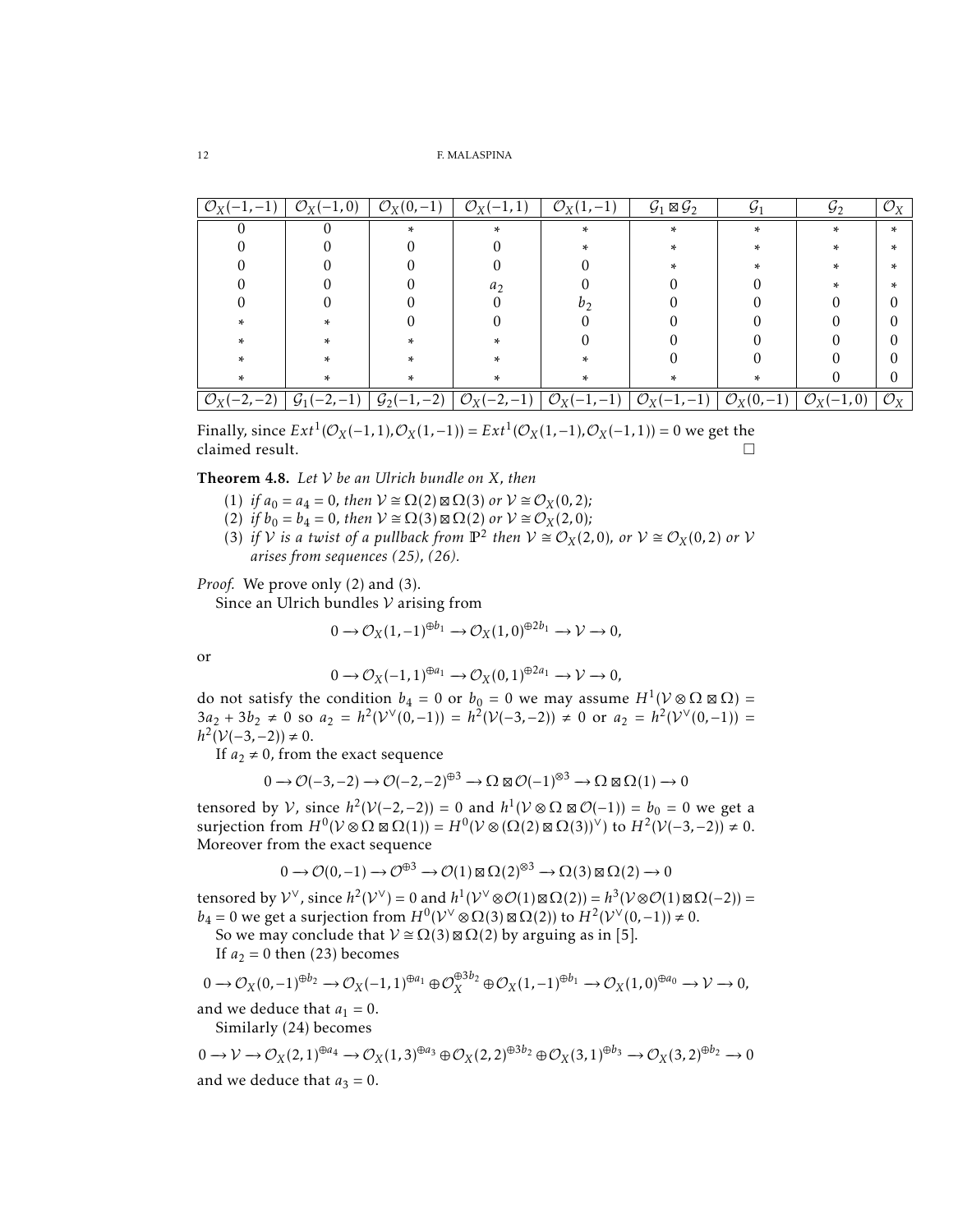| $\mathcal{O}_X(-1,-1)$ | $\mathcal{O}_X(-1,0)$ | $\mathcal{O}_X(0,-1)$ | $\mathcal{O}_X(-1,1)$ | $\mathcal{O}_X(1,-1)$ | $\mathcal{G}_1 \boxtimes \mathcal{G}_2$ | $\mathcal{G}_1$ | $\mathcal{G}_2$ | $\mathcal{O}_X$ |
|---|---|---|---|---|---|---|---|---|
| 0 | 0 | * | * | * | * | * | * | * |
| 0 | 0 | 0 | 0 | * | * | * | * | * |
| 0 | 0 | 0 | 0 | 0 | * | * | * | * |
| 0 | 0 | 0 | $a_2$ | 0 | 0 | 0 | * | * |
| 0 | 0 | 0 | 0 | $b_2$ | 0 | 0 | 0 | 0 |
| * | * | 0 | 0 | 0 | 0 | 0 | 0 | 0 |
| * | * | * | * | 0 | 0 | 0 | 0 | 0 |
| * | * | * | * | * | 0 | 0 | 0 | 0 |
| * | * | * | * | * | * | * | 0 | 0 |
| $\mathcal{O}_X(-2,-2)$ | $\mathcal{G}_1(-2,-1)$ | $\mathcal{G}_2(-1,-2)$ | $\mathcal{O}_X(-2,-1)$ | $\mathcal{O}_X(-1,-1)$ | $\mathcal{O}_X(-1,-1)$ | $\mathcal{O}_X(0,-1)$ | $\mathcal{O}_X(-1,0)$ | $\mathcal{O}_X$ |

Finally, since $Ext^1(\mathcal{O}_X(-1,1), \mathcal{O}_X(1,-1)) = Ext^1(\mathcal{O}_X(1,-1), \mathcal{O}_X(-1,1)) = 0$ we get the claimed result. □

**Theorem 4.8.** *Let $\mathcal{V}$ be an Ulrich bundle on $X$, then*

1. *if $a_0 = a_4 = 0$, then $\mathcal{V} \cong \Omega(2) \boxtimes \Omega(3)$ or $\mathcal{V} \cong \mathcal{O}_X(0,2)$;*
2. *if $b_0 = b_4 = 0$, then $\mathcal{V} \cong \Omega(3) \boxtimes \Omega(2)$ or $\mathcal{V} \cong \mathcal{O}_X(2,0)$;*
3. *if $\mathcal{V}$ is a twist of a pullback from $\mathbb{P}^2$ then $\mathcal{V} \cong \mathcal{O}_X(2,0)$, or $\mathcal{V} \cong \mathcal{O}_X(0,2)$ or $\mathcal{V}$ arises from sequences (25), (26).*

*Proof.* We prove only (2) and (3).

Since an Ulrich bundles $\mathcal{V}$ arising from

$$0 \to \mathcal{O}_X(1,-1)^{\oplus b_1} \to \mathcal{O}_X(1,0)^{\oplus 2b_1} \to \mathcal{V} \to 0,$$

or

$$0 \to \mathcal{O}_X(-1,1)^{\oplus a_1} \to \mathcal{O}_X(0,1)^{\oplus 2a_1} \to \mathcal{V} \to 0,$$

do not satisfy the condition $b_4 = 0$ or $b_0 = 0$ we may assume $H^1(\mathcal{V} \otimes \Omega \boxtimes \Omega) = 3a_2 + 3b_2 \neq 0$ so $a_2 = h^2(\mathcal{V}^\vee(0,-1)) = h^2(\mathcal{V}(-3,-2)) \neq 0$ or $a_2 = h^2(\mathcal{V}^\vee(0,-1)) = h^2(\mathcal{V}(-3,-2)) \neq 0$.

If $a_2 \neq 0$, from the exact sequence

$$0 \to \mathcal{O}(-3,-2) \to \mathcal{O}(-2,-2)^{\oplus 3} \to \Omega \boxtimes \mathcal{O}(-1)^{\otimes 3} \to \Omega \boxtimes \Omega(1) \to 0$$

tensored by $\mathcal{V}$, since $h^2(\mathcal{V}(-2,-2)) = 0$ and $h^1(\mathcal{V} \otimes \Omega \boxtimes \mathcal{O}(-1)) = b_0 = 0$ we get a surjection from $H^0(\mathcal{V} \otimes \Omega \boxtimes \Omega(1)) = H^0(\mathcal{V} \otimes (\Omega(2) \boxtimes \Omega(3))^\vee)$ to $H^2(\mathcal{V}(-3,-2)) \neq 0$. Moreover from the exact sequence

$$0 \to \mathcal{O}(0,-1) \to \mathcal{O}^{\oplus 3} \to \mathcal{O}(1) \boxtimes \Omega(2)^{\otimes 3} \to \Omega(3) \boxtimes \Omega(2) \to 0$$

tensored by $\mathcal{V}^\vee$, since $h^2(\mathcal{V}^\vee) = 0$ and $h^1(\mathcal{V}^\vee \otimes \mathcal{O}(1) \boxtimes \Omega(2)) = h^3(\mathcal{V} \otimes \mathcal{O}(1) \boxtimes \Omega(-2)) = b_4 = 0$ we get a surjection from $H^0(\mathcal{V}^\vee \otimes \Omega(3) \boxtimes \Omega(2))$ to $H^2(\mathcal{V}^\vee(0,-1)) \neq 0$.

So we may conclude that $\mathcal{V} \cong \Omega(3) \boxtimes \Omega(2)$ by arguing as in [5].

If $a_2 = 0$ then (23) becomes

$$0 \to \mathcal{O}_X(0,-1)^{\oplus b_2} \to \mathcal{O}_X(-1,1)^{\oplus a_1} \oplus \mathcal{O}_X^{\oplus 3b_2} \oplus \mathcal{O}_X(1,-1)^{\oplus b_1} \to \mathcal{O}_X(1,0)^{\oplus a_0} \to \mathcal{V} \to 0,$$

and we deduce that $a_1 = 0$.

Similarly (24) becomes

$$0 \to \mathcal{V} \to \mathcal{O}_X(2,1)^{\oplus a_4} \to \mathcal{O}_X(1,3)^{\oplus a_3} \oplus \mathcal{O}_X(2,2)^{\oplus 3b_2} \oplus \mathcal{O}_X(3,1)^{\oplus b_3} \to \mathcal{O}_X(3,2)^{\oplus b_2} \to 0$$

and we deduce that $a_3 = 0$.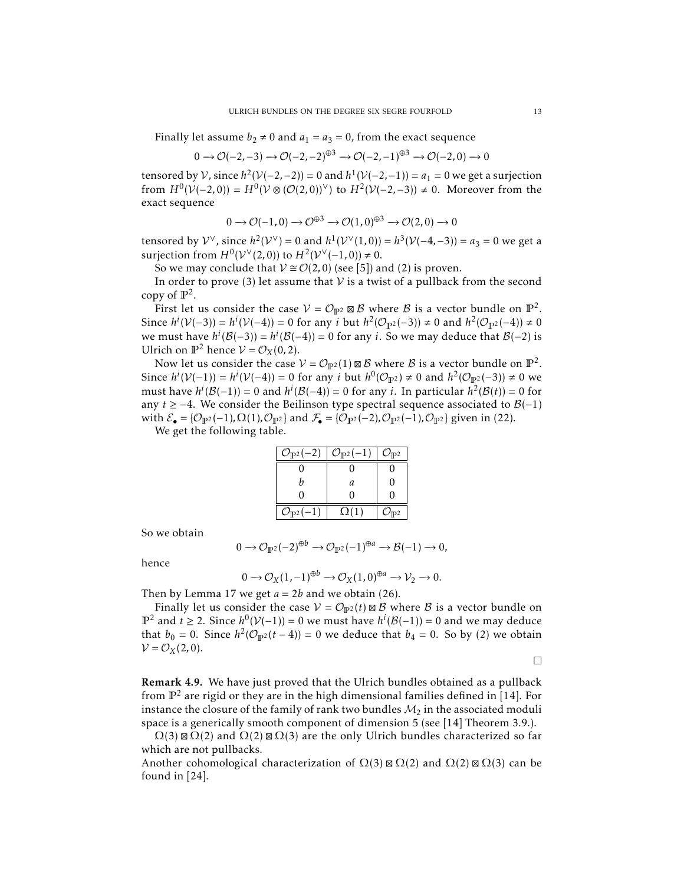Finally let assume $b_2 \neq 0$ and $a_1 = a_3 = 0$, from the exact sequence

$$0 \to \mathcal{O}(-2,-3) \to \mathcal{O}(-2,-2)^{\oplus 3} \to \mathcal{O}(-2,-1)^{\oplus 3} \to \mathcal{O}(-2,0) \to 0$$

tensored by $\mathcal{V}$, since $h^2(\mathcal{V}(-2,-2)) = 0$ and $h^1(\mathcal{V}(-2,-1)) = a_1 = 0$ we get a surjection from $H^0(\mathcal{V}(-2,0)) = H^0(\mathcal{V} \otimes (\mathcal{O}(2,0))^\vee)$ to $H^2(\mathcal{V}(-2,-3)) \neq 0$. Moreover from the exact sequence

$$0 \to \mathcal{O}(-1,0) \to \mathcal{O}^{\oplus 3} \to \mathcal{O}(1,0)^{\oplus 3} \to \mathcal{O}(2,0) \to 0$$

tensored by $\mathcal{V}^\vee$, since $h^2(\mathcal{V}^\vee) = 0$ and $h^1(\mathcal{V}^\vee(1,0)) = h^3(\mathcal{V}(-4,-3)) = a_3 = 0$ we get a surjection from $H^0(\mathcal{V}^\vee(2,0))$ to $H^2(\mathcal{V}^\vee(-1,0)) \neq 0$.

So we may conclude that $\mathcal{V} \cong \mathcal{O}(2,0)$ (see [5]) and (2) is proven.

In order to prove (3) let assume that $\mathcal{V}$ is a twist of a pullback from the second copy of $\mathbb{P}^2$.

First let us consider the case $\mathcal{V} = \mathcal{O}_{\mathbb{P}^2} \boxtimes \mathcal{B}$ where $\mathcal{B}$ is a vector bundle on $\mathbb{P}^2$. Since $h^i(\mathcal{V}(-3)) = h^i(\mathcal{V}(-4)) = 0$ for any $i$ but $h^2(\mathcal{O}_{\mathbb{P}^2}(-3)) \neq 0$ and $h^2(\mathcal{O}_{\mathbb{P}^2}(-4)) \neq 0$ we must have $h^i(\mathcal{B}(-3)) = h^i(\mathcal{B}(-4)) = 0$ for any $i$. So we may deduce that $\mathcal{B}(-2)$ is Ulrich on $\mathbb{P}^2$ hence $\mathcal{V} = \mathcal{O}_X(0,2)$.

Now let us consider the case $\mathcal{V} = \mathcal{O}_{\mathbb{P}^2}(1) \boxtimes \mathcal{B}$ where $\mathcal{B}$ is a vector bundle on $\mathbb{P}^2$. Since $h^i(\mathcal{V}(-1)) = h^i(\mathcal{V}(-4)) = 0$ for any $i$ but $h^0(\mathcal{O}_{\mathbb{P}^2}) \neq 0$ and $h^2(\mathcal{O}_{\mathbb{P}^2}(-3)) \neq 0$ we must have $h^i(\mathcal{B}(-1)) = 0$ and $h^i(\mathcal{B}(-4)) = 0$ for any $i$. In particular $h^2(\mathcal{B}(t)) = 0$ for any $t \geq -4$. We consider the Beilinson type spectral sequence associated to $\mathcal{B}(-1)$ with $\mathcal{E}_\bullet = \{\mathcal{O}_{\mathbb{P}^2}(-1), \Omega(1), \mathcal{O}_{\mathbb{P}^2}\}$ and $\mathcal{F}_\bullet = \{\mathcal{O}_{\mathbb{P}^2}(-2), \mathcal{O}_{\mathbb{P}^2}(-1), \mathcal{O}_{\mathbb{P}^2}\}$ given in (22).

We get the following table.

| $\mathcal{O}_{\mathbb{P}^2}(-2)$ | $\mathcal{O}_{\mathbb{P}^2}(-1)$ | $\mathcal{O}_{\mathbb{P}^2}$ |
|---|---|---|
| 0 | 0 | 0 |
| $b$ | $a$ | 0 |
| 0 | 0 | 0 |
| $\mathcal{O}_{\mathbb{P}^2}(-1)$ | $\Omega(1)$ | $\mathcal{O}_{\mathbb{P}^2}$ |

So we obtain

$$0 \to \mathcal{O}_{\mathbb{P}^2}(-2)^{\oplus b} \to \mathcal{O}_{\mathbb{P}^2}(-1)^{\oplus a} \to \mathcal{B}(-1) \to 0,$$

hence

$$0 \to \mathcal{O}_X(1,-1)^{\oplus b} \to \mathcal{O}_X(1,0)^{\oplus a} \to \mathcal{V}_2 \to 0.$$

Then by Lemma 17 we get $a = 2b$ and we obtain (26).

Finally let us consider the case $\mathcal{V} = \mathcal{O}_{\mathbb{P}^2}(t) \boxtimes \mathcal{B}$ where $\mathcal{B}$ is a vector bundle on $\mathbb{P}^2$ and $t \geq 2$. Since $h^0(\mathcal{V}(-1)) = 0$ we must have $h^i(\mathcal{B}(-1)) = 0$ and we may deduce that $b_0 = 0$. Since $h^2(\mathcal{O}_{\mathbb{P}^2}(t-4)) = 0$ we deduce that $b_4 = 0$. So by (2) we obtain $\mathcal{V} = \mathcal{O}_X(2,0)$.

□

**Remark 4.9.** We have just proved that the Ulrich bundles obtained as a pullback from $\mathbb{P}^2$ are rigid or they are in the high dimensional families defined in [14]. For instance the closure of the family of rank two bundles $\mathcal{M}_2$ in the associated moduli space is a generically smooth component of dimension 5 (see [14] Theorem 3.9.).

$\Omega(3) \boxtimes \Omega(2)$ and $\Omega(2) \boxtimes \Omega(3)$ are the only Ulrich bundles characterized so far which are not pullbacks.

Another cohomological characterization of $\Omega(3) \boxtimes \Omega(2)$ and $\Omega(2) \boxtimes \Omega(3)$ can be found in [24].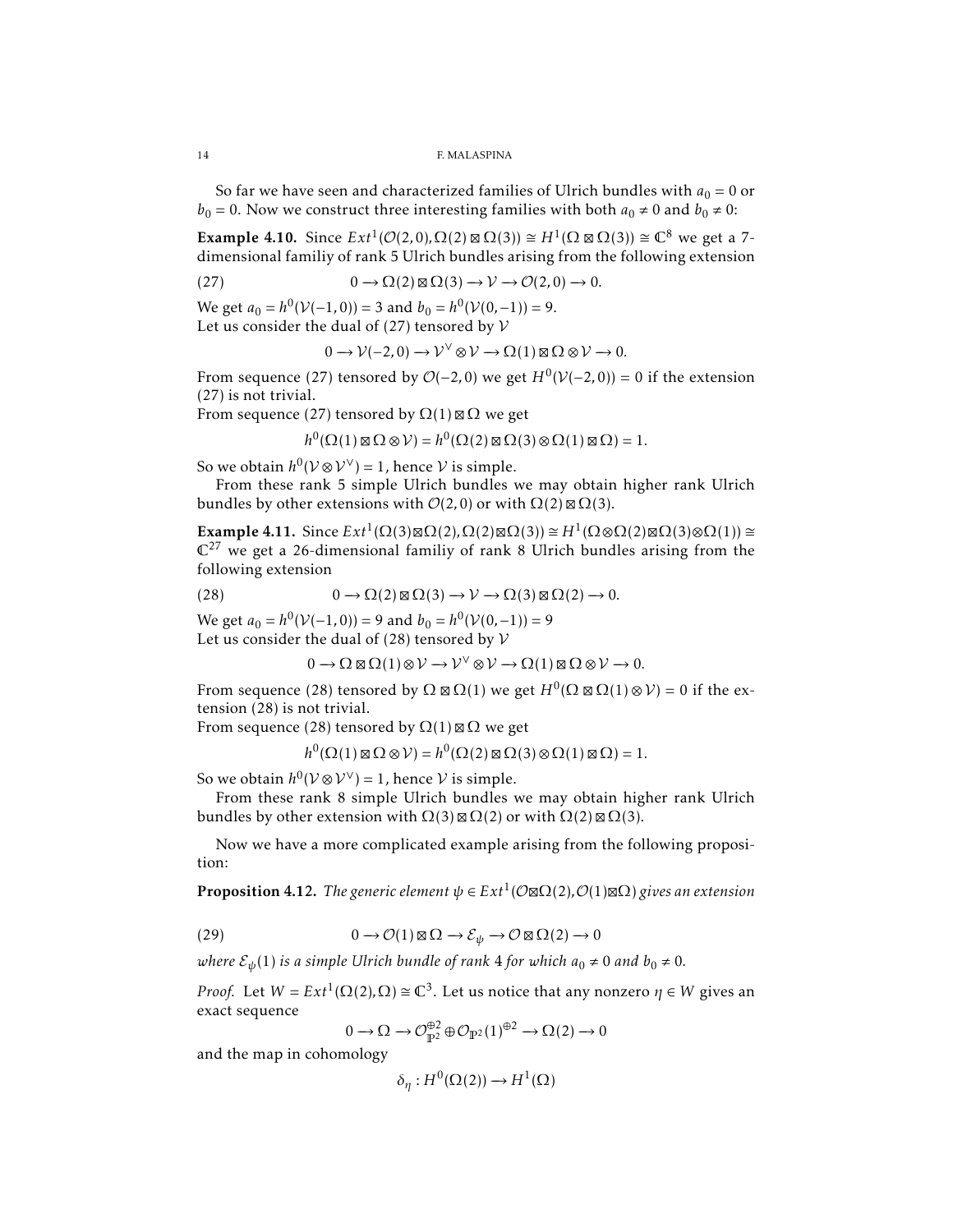So far we have seen and characterized families of Ulrich bundles with $a_0 = 0$ or $b_0 = 0$. Now we construct three interesting families with both $a_0 \neq 0$ and $b_0 \neq 0$:

**Example 4.10.** Since $Ext^1(\mathcal{O}(2,0), \Omega(2) \boxtimes \Omega(3)) \cong H^1(\Omega \boxtimes \Omega(3)) \cong \mathbb{C}^8$ we get a 7-dimensional familiy of rank 5 Ulrich bundles arising from the following extension

$$0 \to \Omega(2) \boxtimes \Omega(3) \to \mathcal{V} \to \mathcal{O}(2,0) \to 0. \tag{27}$$

We get $a_0 = h^0(\mathcal{V}(-1,0)) = 3$ and $b_0 = h^0(\mathcal{V}(0,-1)) = 9$.
Let us consider the dual of (27) tensored by $\mathcal{V}$

$$0 \to \mathcal{V}(-2,0) \to \mathcal{V}^\vee \otimes \mathcal{V} \to \Omega(1) \boxtimes \Omega \otimes \mathcal{V} \to 0.$$

From sequence (27) tensored by $\mathcal{O}(-2,0)$ we get $H^0(\mathcal{V}(-2,0)) = 0$ if the extension (27) is not trivial.
From sequence (27) tensored by $\Omega(1) \boxtimes \Omega$ we get

$$h^0(\Omega(1) \boxtimes \Omega \otimes \mathcal{V}) = h^0(\Omega(2) \boxtimes \Omega(3) \otimes \Omega(1) \boxtimes \Omega) = 1.$$

So we obtain $h^0(\mathcal{V} \otimes \mathcal{V}^\vee) = 1$, hence $\mathcal{V}$ is simple.

From these rank 5 simple Ulrich bundles we may obtain higher rank Ulrich bundles by other extensions with $\mathcal{O}(2,0)$ or with $\Omega(2) \boxtimes \Omega(3)$.

**Example 4.11.** Since $Ext^1(\Omega(3) \boxtimes \Omega(2), \Omega(2) \boxtimes \Omega(3)) \cong H^1(\Omega \otimes \Omega(2) \boxtimes \Omega(3) \otimes \Omega(1)) \cong \mathbb{C}^{27}$ we get a 26-dimensional familiy of rank 8 Ulrich bundles arising from the following extension

$$0 \to \Omega(2) \boxtimes \Omega(3) \to \mathcal{V} \to \Omega(3) \boxtimes \Omega(2) \to 0. \tag{28}$$

We get $a_0 = h^0(\mathcal{V}(-1,0)) = 9$ and $b_0 = h^0(\mathcal{V}(0,-1)) = 9$
Let us consider the dual of (28) tensored by $\mathcal{V}$

$$0 \to \Omega \boxtimes \Omega(1) \otimes \mathcal{V} \to \mathcal{V}^\vee \otimes \mathcal{V} \to \Omega(1) \boxtimes \Omega \otimes \mathcal{V} \to 0.$$

From sequence (28) tensored by $\Omega \boxtimes \Omega(1)$ we get $H^0(\Omega \boxtimes \Omega(1) \otimes \mathcal{V}) = 0$ if the extension (28) is not trivial.
From sequence (28) tensored by $\Omega(1) \boxtimes \Omega$ we get

$$h^0(\Omega(1) \boxtimes \Omega \otimes \mathcal{V}) = h^0(\Omega(2) \boxtimes \Omega(3) \otimes \Omega(1) \boxtimes \Omega) = 1.$$

So we obtain $h^0(\mathcal{V} \otimes \mathcal{V}^\vee) = 1$, hence $\mathcal{V}$ is simple.

From these rank 8 simple Ulrich bundles we may obtain higher rank Ulrich bundles by other extension with $\Omega(3) \boxtimes \Omega(2)$ or with $\Omega(2) \boxtimes \Omega(3)$.

Now we have a more complicated example arising from the following proposition:

**Proposition 4.12.** *The generic element $\psi \in Ext^1(\mathcal{O} \boxtimes \Omega(2), \mathcal{O}(1) \boxtimes \Omega)$ gives an extension*

$$0 \to \mathcal{O}(1) \boxtimes \Omega \to \mathcal{E}_\psi \to \mathcal{O} \boxtimes \Omega(2) \to 0 \tag{29}$$

*where $\mathcal{E}_\psi(1)$ is a simple Ulrich bundle of rank 4 for which $a_0 \neq 0$ and $b_0 \neq 0$.*

*Proof.* Let $W = Ext^1(\Omega(2), \Omega) \cong \mathbb{C}^3$. Let us notice that any nonzero $\eta \in W$ gives an exact sequence

$$0 \to \Omega \to \mathcal{O}_{\mathbb{P}^2}^{\oplus 2} \oplus \mathcal{O}_{\mathbb{P}^2}(1)^{\oplus 2} \to \Omega(2) \to 0$$

and the map in cohomology

$$\delta_\eta : H^0(\Omega(2)) \to H^1(\Omega)$$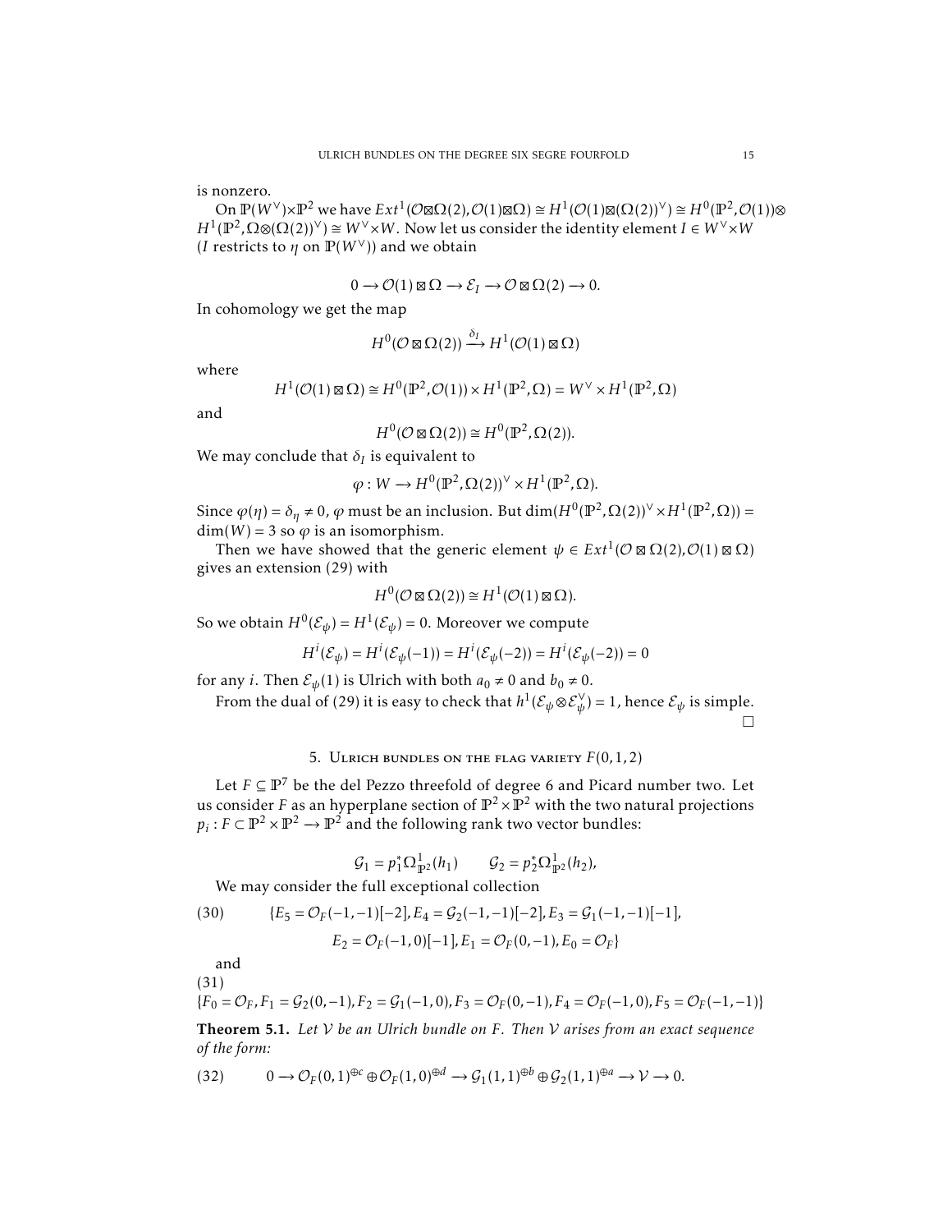is nonzero.

On $\mathbb{P}(W^\vee)\times\mathbb{P}^2$ we have $Ext^1(\mathcal{O}\boxtimes\Omega(2),\mathcal{O}(1)\boxtimes\Omega) \cong H^1(\mathcal{O}(1)\boxtimes(\Omega(2))^\vee) \cong H^0(\mathbb{P}^2,\mathcal{O}(1))\otimes H^1(\mathbb{P}^2,\Omega\otimes(\Omega(2))^\vee) \cong W^\vee\times W$. Now let us consider the identity element $I \in W^\vee\times W$ ($I$ restricts to $\eta$ on $\mathbb{P}(W^\vee)$) and we obtain

$$0 \to \mathcal{O}(1)\boxtimes\Omega \to \mathcal{E}_I \to \mathcal{O}\boxtimes\Omega(2) \to 0.$$

In cohomology we get the map

$$H^0(\mathcal{O}\boxtimes\Omega(2)) \xrightarrow{\delta_I} H^1(\mathcal{O}(1)\boxtimes\Omega)$$

where

$$H^1(\mathcal{O}(1)\boxtimes\Omega) \cong H^0(\mathbb{P}^2,\mathcal{O}(1))\times H^1(\mathbb{P}^2,\Omega) = W^\vee\times H^1(\mathbb{P}^2,\Omega)$$

and

$$H^0(\mathcal{O}\boxtimes\Omega(2)) \cong H^0(\mathbb{P}^2,\Omega(2)).$$

We may conclude that $\delta_I$ is equivalent to

$$\varphi : W \longrightarrow H^0(\mathbb{P}^2,\Omega(2))^\vee\times H^1(\mathbb{P}^2,\Omega).$$

Since $\varphi(\eta) = \delta_\eta \neq 0$, $\varphi$ must be an inclusion. But $\dim(H^0(\mathbb{P}^2,\Omega(2))^\vee\times H^1(\mathbb{P}^2,\Omega)) = \dim(W) = 3$ so $\varphi$ is an isomorphism.

Then we have showed that the generic element $\psi \in Ext^1(\mathcal{O}\boxtimes\Omega(2),\mathcal{O}(1)\boxtimes\Omega)$ gives an extension (29) with

$$H^0(\mathcal{O}\boxtimes\Omega(2)) \cong H^1(\mathcal{O}(1)\boxtimes\Omega).$$

So we obtain $H^0(\mathcal{E}_\psi) = H^1(\mathcal{E}_\psi) = 0$. Moreover we compute

$$H^i(\mathcal{E}_\psi) = H^i(\mathcal{E}_\psi(-1)) = H^i(\mathcal{E}_\psi(-2)) = H^i(\mathcal{E}_\psi(-2)) = 0$$

for any $i$. Then $\mathcal{E}_\psi(1)$ is Ulrich with both $a_0 \neq 0$ and $b_0 \neq 0$.

From the dual of (29) it is easy to check that $h^1(\mathcal{E}_\psi\otimes\mathcal{E}_\psi^\vee) = 1$, hence $\mathcal{E}_\psi$ is simple. □

## 5. Ulrich bundles on the flag variety $F(0,1,2)$

Let $F \subseteq \mathbb{P}^7$ be the del Pezzo threefold of degree 6 and Picard number two. Let us consider $F$ as an hyperplane section of $\mathbb{P}^2\times\mathbb{P}^2$ with the two natural projections $p_i : F \subset \mathbb{P}^2\times\mathbb{P}^2 \to \mathbb{P}^2$ and the following rank two vector bundles:

$$\mathcal{G}_1 = p_1^*\Omega^1_{\mathbb{P}^2}(h_1) \qquad \mathcal{G}_2 = p_2^*\Omega^1_{\mathbb{P}^2}(h_2),$$

We may consider the full exceptional collection

$$\{E_5 = \mathcal{O}_F(-1,-1)[-2], E_4 = \mathcal{G}_2(-1,-1)[-2], E_3 = \mathcal{G}_1(-1,-1)[-1], \tag{30}$$
$$E_2 = \mathcal{O}_F(-1,0)[-1], E_1 = \mathcal{O}_F(0,-1), E_0 = \mathcal{O}_F\}$$

and

(31)
$$\{F_0 = \mathcal{O}_F, F_1 = \mathcal{G}_2(0,-1), F_2 = \mathcal{G}_1(-1,0), F_3 = \mathcal{O}_F(0,-1), F_4 = \mathcal{O}_F(-1,0), F_5 = \mathcal{O}_F(-1,-1)\}$$

**Theorem 5.1.** *Let $\mathcal{V}$ be an Ulrich bundle on $F$. Then $\mathcal{V}$ arises from an exact sequence of the form:*

$$0 \to \mathcal{O}_F(0,1)^{\oplus c}\oplus\mathcal{O}_F(1,0)^{\oplus d} \to \mathcal{G}_1(1,1)^{\oplus b}\oplus\mathcal{G}_2(1,1)^{\oplus a} \to \mathcal{V} \to 0. \tag{32}$$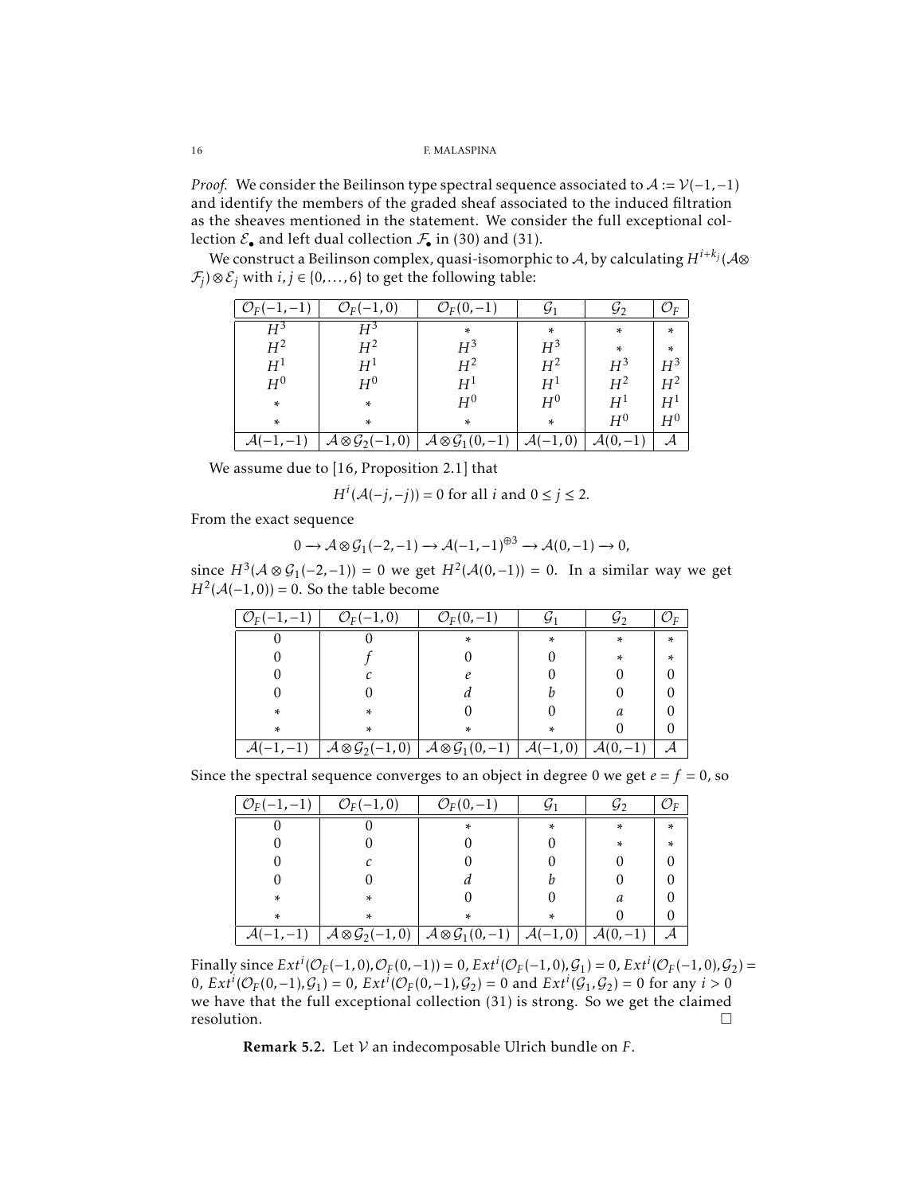*Proof.* We consider the Beilinson type spectral sequence associated to $\mathcal{A} := \mathcal{V}(-1,-1)$ and identify the members of the graded sheaf associated to the induced filtration as the sheaves mentioned in the statement. We consider the full exceptional collection $\mathcal{E}_\bullet$ and left dual collection $\mathcal{F}_\bullet$ in (30) and (31).

We construct a Beilinson complex, quasi-isomorphic to $\mathcal{A}$, by calculating $H^{i+k_j}(\mathcal{A}\otimes\mathcal{F}_j)\otimes\mathcal{E}_j$ with $i,j\in\{0,\dots,6\}$ to get the following table:

| $\mathcal{O}_F(-1,-1)$ | $\mathcal{O}_F(-1,0)$ | $\mathcal{O}_F(0,-1)$ | $\mathcal{G}_1$ | $\mathcal{G}_2$ | $\mathcal{O}_F$ |
|---|---|---|---|---|---|
| $H^3$ | $H^3$ | $*$ | $*$ | $*$ | $*$ |
| $H^2$ | $H^2$ | $H^3$ | $H^3$ | $*$ | $*$ |
| $H^1$ | $H^1$ | $H^2$ | $H^2$ | $H^3$ | $H^3$ |
| $H^0$ | $H^0$ | $H^1$ | $H^1$ | $H^2$ | $H^2$ |
| $*$ | $*$ | $H^0$ | $H^0$ | $H^1$ | $H^1$ |
| $*$ | $*$ | $*$ | $*$ | $H^0$ | $H^0$ |
| $\mathcal{A}(-1,-1)$ | $\mathcal{A}\otimes\mathcal{G}_2(-1,0)$ | $\mathcal{A}\otimes\mathcal{G}_1(0,-1)$ | $\mathcal{A}(-1,0)$ | $\mathcal{A}(0,-1)$ | $\mathcal{A}$ |

We assume due to [16, Proposition 2.1] that

$$H^i(\mathcal{A}(-j,-j)) = 0 \text{ for all } i \text{ and } 0\le j\le 2.$$

From the exact sequence

$$0\longrightarrow \mathcal{A}\otimes\mathcal{G}_1(-2,-1)\longrightarrow \mathcal{A}(-1,-1)^{\oplus 3}\longrightarrow \mathcal{A}(0,-1)\longrightarrow 0,$$

since $H^3(\mathcal{A}\otimes\mathcal{G}_1(-2,-1)) = 0$ we get $H^2(\mathcal{A}(0,-1)) = 0$. In a similar way we get $H^2(\mathcal{A}(-1,0)) = 0$. So the table become

| $\mathcal{O}_F(-1,-1)$ | $\mathcal{O}_F(-1,0)$ | $\mathcal{O}_F(0,-1)$ | $\mathcal{G}_1$ | $\mathcal{G}_2$ | $\mathcal{O}_F$ |
|---|---|---|---|---|---|
| 0 | 0 | $*$ | $*$ | $*$ | $*$ |
| 0 | $f$ | 0 | 0 | $*$ | $*$ |
| 0 | $c$ | $e$ | 0 | 0 | 0 |
| 0 | 0 | $d$ | $b$ | 0 | 0 |
| $*$ | $*$ | 0 | 0 | $a$ | 0 |
| $*$ | $*$ | $*$ | $*$ | 0 | 0 |
| $\mathcal{A}(-1,-1)$ | $\mathcal{A}\otimes\mathcal{G}_2(-1,0)$ | $\mathcal{A}\otimes\mathcal{G}_1(0,-1)$ | $\mathcal{A}(-1,0)$ | $\mathcal{A}(0,-1)$ | $\mathcal{A}$ |

Since the spectral sequence converges to an object in degree 0 we get $e = f = 0$, so

| $\mathcal{O}_F(-1,-1)$ | $\mathcal{O}_F(-1,0)$ | $\mathcal{O}_F(0,-1)$ | $\mathcal{G}_1$ | $\mathcal{G}_2$ | $\mathcal{O}_F$ |
|---|---|---|---|---|---|
| 0 | 0 | $*$ | $*$ | $*$ | $*$ |
| 0 | 0 | 0 | 0 | $*$ | $*$ |
| 0 | $c$ | 0 | 0 | 0 | 0 |
| 0 | 0 | $d$ | $b$ | 0 | 0 |
| $*$ | $*$ | 0 | 0 | $a$ | 0 |
| $*$ | $*$ | $*$ | $*$ | 0 | 0 |
| $\mathcal{A}(-1,-1)$ | $\mathcal{A}\otimes\mathcal{G}_2(-1,0)$ | $\mathcal{A}\otimes\mathcal{G}_1(0,-1)$ | $\mathcal{A}(-1,0)$ | $\mathcal{A}(0,-1)$ | $\mathcal{A}$ |

Finally since $Ext^i(\mathcal{O}_F(-1,0),\mathcal{O}_F(0,-1)) = 0$, $Ext^i(\mathcal{O}_F(-1,0),\mathcal{G}_1) = 0$, $Ext^i(\mathcal{O}_F(-1,0),\mathcal{G}_2) = 0$, $Ext^i(\mathcal{O}_F(0,-1),\mathcal{G}_1) = 0$, $Ext^i(\mathcal{O}_F(0,-1),\mathcal{G}_2) = 0$ and $Ext^i(\mathcal{G}_1,\mathcal{G}_2) = 0$ for any $i>0$ we have that the full exceptional collection (31) is strong. So we get the claimed resolution. □

**Remark 5.2.** Let $\mathcal{V}$ an indecomposable Ulrich bundle on $F$.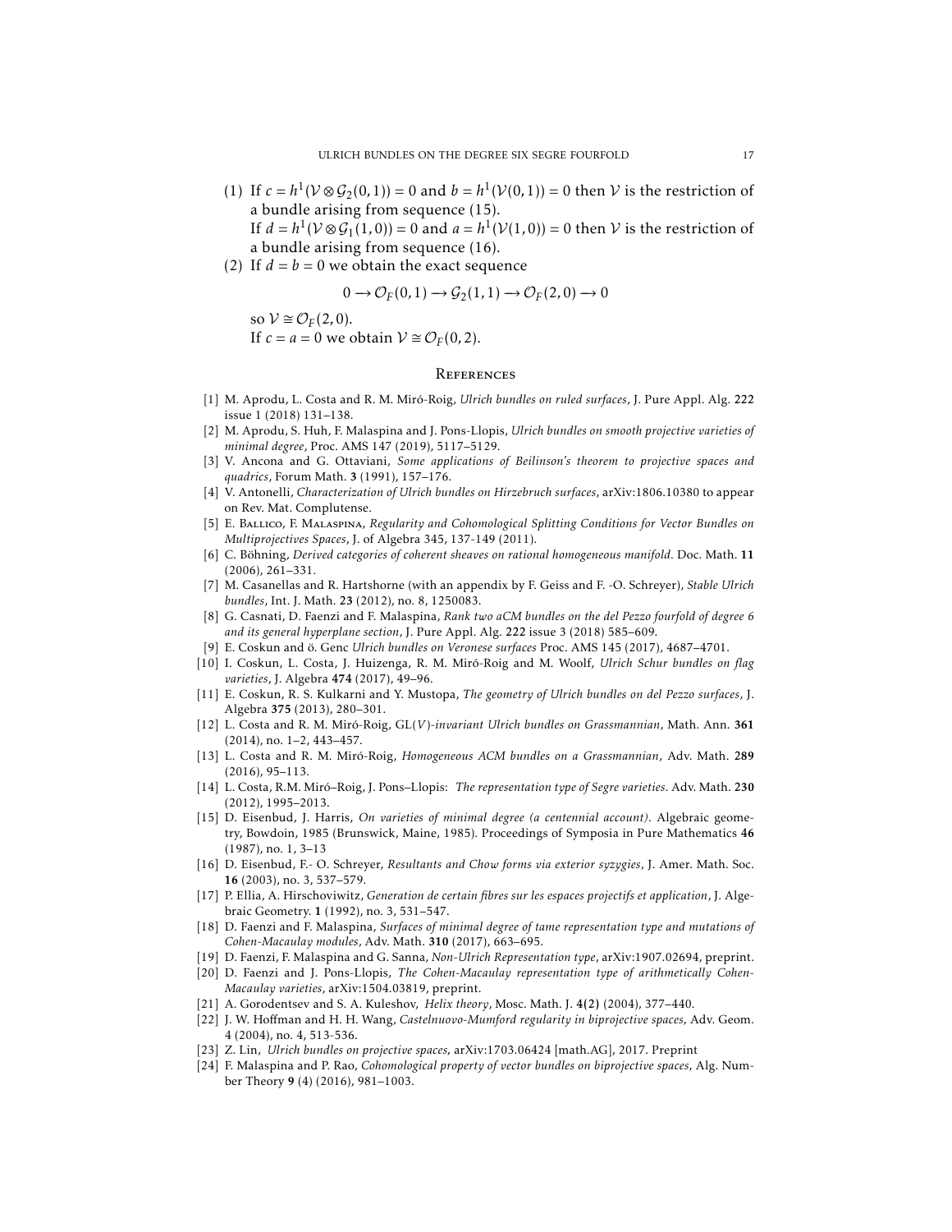(1) If $c = h^1(\mathcal{V} \otimes \mathcal{G}_2(0,1)) = 0$ and $b = h^1(\mathcal{V}(0,1)) = 0$ then $\mathcal{V}$ is the restriction of a bundle arising from sequence (15).
If $d = h^1(\mathcal{V} \otimes \mathcal{G}_1(1,0)) = 0$ and $a = h^1(\mathcal{V}(1,0)) = 0$ then $\mathcal{V}$ is the restriction of a bundle arising from sequence (16).

(2) If $d = b = 0$ we obtain the exact sequence

$$0 \longrightarrow \mathcal{O}_F(0,1) \longrightarrow \mathcal{G}_2(1,1) \longrightarrow \mathcal{O}_F(2,0) \longrightarrow 0$$

so $\mathcal{V} \cong \mathcal{O}_F(2,0)$.
If $c = a = 0$ we obtain $\mathcal{V} \cong \mathcal{O}_F(0,2)$.

## References

[1] M. Aprodu, L. Costa and R. M. Miró-Roig, *Ulrich bundles on ruled surfaces*, J. Pure Appl. Alg. **222** issue 1 (2018) 131–138.

[2] M. Aprodu, S. Huh, F. Malaspina and J. Pons-Llopis, *Ulrich bundles on smooth projective varieties of minimal degree*, Proc. AMS 147 (2019), 5117–5129.

[3] V. Ancona and G. Ottaviani, *Some applications of Beilinson's theorem to projective spaces and quadrics*, Forum Math. **3** (1991), 157–176.

[4] V. Antonelli, *Characterization of Ulrich bundles on Hirzebruch surfaces*, arXiv:1806.10380 to appear on Rev. Mat. Complutense.

[5] E. Ballico, F. Malaspina, *Regularity and Cohomological Splitting Conditions for Vector Bundles on Multiprojectives Spaces*, J. of Algebra 345, 137-149 (2011).

[6] C. Böhning, *Derived categories of coherent sheaves on rational homogeneous manifold*. Doc. Math. **11** (2006), 261–331.

[7] M. Casanellas and R. Hartshorne (with an appendix by F. Geiss and F. -O. Schreyer), *Stable Ulrich bundles*, Int. J. Math. **23** (2012), no. 8, 1250083.

[8] G. Casnati, D. Faenzi and F. Malaspina, *Rank two aCM bundles on the del Pezzo fourfold of degree 6 and its general hyperplane section*, J. Pure Appl. Alg. **222** issue 3 (2018) 585–609.

[9] E. Coskun and ö. Genc *Ulrich bundles on Veronese surfaces* Proc. AMS 145 (2017), 4687–4701.

[10] I. Coskun, L. Costa, J. Huizenga, R. M. Miró-Roig and M. Woolf, *Ulrich Schur bundles on flag varieties*, J. Algebra **474** (2017), 49–96.

[11] E. Coskun, R. S. Kulkarni and Y. Mustopa, *The geometry of Ulrich bundles on del Pezzo surfaces*, J. Algebra **375** (2013), 280–301.

[12] L. Costa and R. M. Miró-Roig, GL($V$)*-invariant Ulrich bundles on Grassmannian*, Math. Ann. **361** (2014), no. 1–2, 443–457.

[13] L. Costa and R. M. Miró-Roig, *Homogeneous ACM bundles on a Grassmannian*, Adv. Math. **289** (2016), 95–113.

[14] L. Costa, R.M. Miró–Roig, J. Pons–Llopis: *The representation type of Segre varieties.* Adv. Math. **230** (2012), 1995–2013.

[15] D. Eisenbud, J. Harris, *On varieties of minimal degree (a centennial account)*. Algebraic geometry, Bowdoin, 1985 (Brunswick, Maine, 1985). Proceedings of Symposia in Pure Mathematics **46** (1987), no. 1, 3–13

[16] D. Eisenbud, F.- O. Schreyer, *Resultants and Chow forms via exterior syzygies*, J. Amer. Math. Soc. **16** (2003), no. 3, 537–579.

[17] P. Ellia, A. Hirschoviwitz, *Generation de certain fibres sur les espaces projectifs et application*, J. Algebraic Geometry. **1** (1992), no. 3, 531–547.

[18] D. Faenzi and F. Malaspina, *Surfaces of minimal degree of tame representation type and mutations of Cohen-Macaulay modules*, Adv. Math. **310** (2017), 663–695.

[19] D. Faenzi, F. Malaspina and G. Sanna, *Non-Ulrich Representation type*, arXiv:1907.02694, preprint.

[20] D. Faenzi and J. Pons-Llopis, *The Cohen-Macaulay representation type of arithmetically Cohen-Macaulay varieties*, arXiv:1504.03819, preprint.

[21] A. Gorodentsev and S. A. Kuleshov, *Helix theory*, Mosc. Math. J. **4(2)** (2004), 377–440.

[22] J. W. Hoffman and H. H. Wang, *Castelnuovo-Mumford regularity in biprojective spaces*, Adv. Geom. 4 (2004), no. 4, 513-536.

[23] Z. Lin, *Ulrich bundles on projective spaces*, arXiv:1703.06424 [math.AG], 2017. Preprint

[24] F. Malaspina and P. Rao, *Cohomological property of vector bundles on biprojective spaces*, Alg. Number Theory **9** (4) (2016), 981–1003.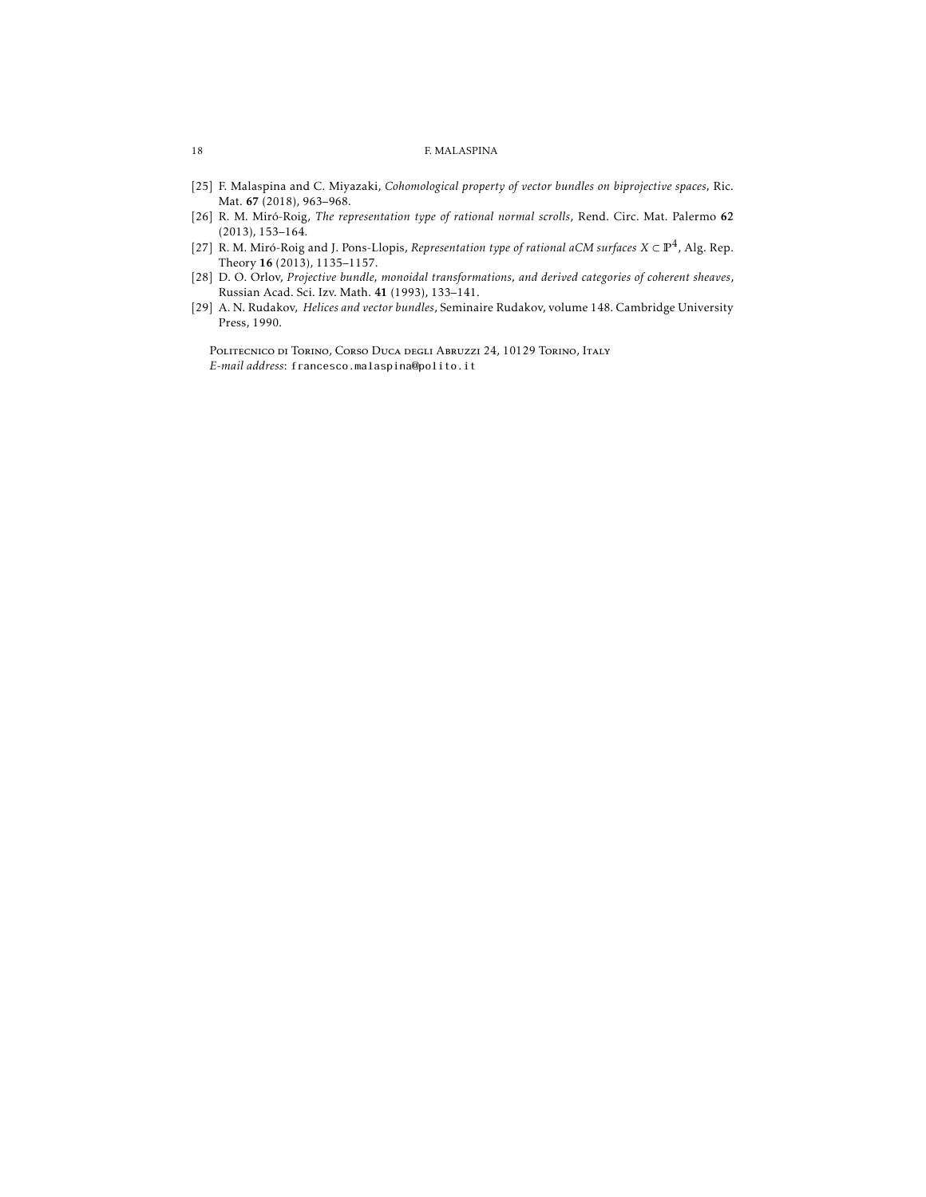[25] F. Malaspina and C. Miyazaki, *Cohomological property of vector bundles on biprojective spaces*, Ric. Mat. **67** (2018), 963–968.

[26] R. M. Miró-Roig, *The representation type of rational normal scrolls*, Rend. Circ. Mat. Palermo **62** (2013), 153–164.

[27] R. M. Miró-Roig and J. Pons-Llopis, *Representation type of rational aCM surfaces $X \subset \mathbb{P}^4$*, Alg. Rep. Theory **16** (2013), 1135–1157.

[28] D. O. Orlov, *Projective bundle, monoidal transformations, and derived categories of coherent sheaves*, Russian Acad. Sci. Izv. Math. **41** (1993), 133–141.

[29] A. N. Rudakov, *Helices and vector bundles*, Seminaire Rudakov, volume 148. Cambridge University Press, 1990.

Politecnico di Torino, Corso Duca degli Abruzzi 24, 10129 Torino, Italy
*E-mail address*: francesco.malaspina@polito.it